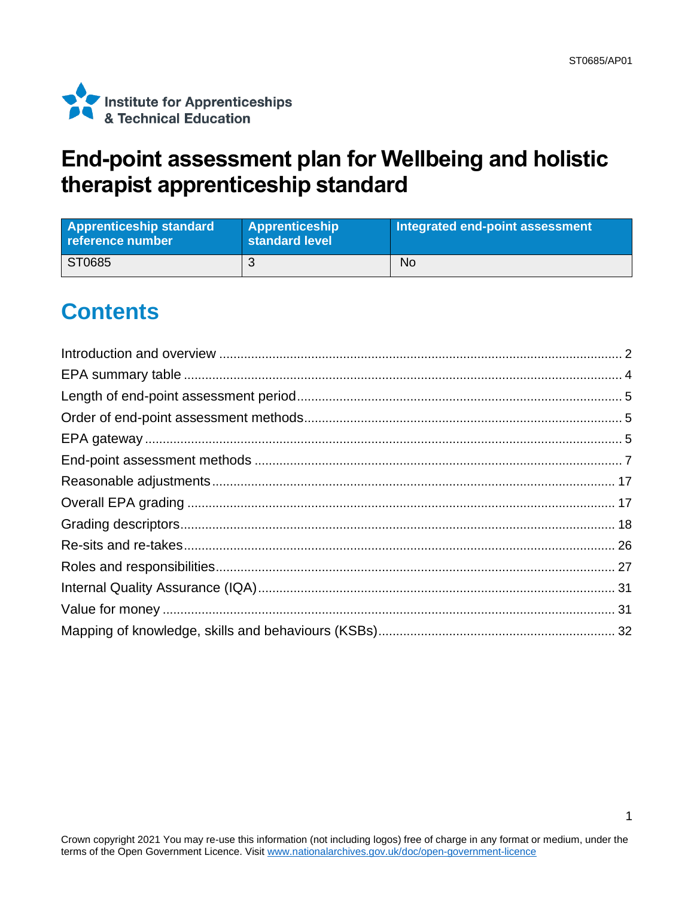Institute for Apprenticeships & Technical Education

# End-point assessment plan for Wellbeing and holistic therapist apprenticeship standard

| Apprenticeship standard reference number | Apprenticeship standard level | Integrated end-point assessment |
|---|---|---|
| ST0685 | 3 | No |

## Contents

Introduction and overview ..... 2
EPA summary table ..... 4
Length of end-point assessment period ..... 5
Order of end-point assessment methods ..... 5
EPA gateway ..... 5
End-point assessment methods ..... 7
Reasonable adjustments ..... 17
Overall EPA grading ..... 17
Grading descriptors ..... 18
Re-sits and re-takes ..... 26
Roles and responsibilities ..... 27
Internal Quality Assurance (IQA) ..... 31
Value for money ..... 31
Mapping of knowledge, skills and behaviours (KSBs) ..... 32

Crown copyright 2021 You may re-use this information (not including logos) free of charge in any format or medium, under the terms of the Open Government Licence. Visit www.nationalarchives.gov.uk/doc/open-government-licence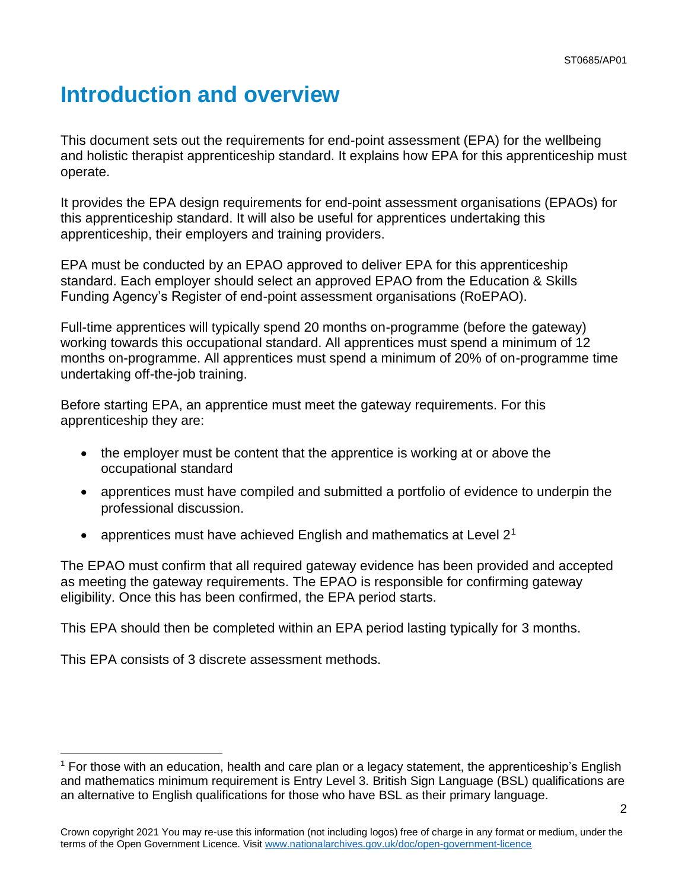# Introduction and overview

This document sets out the requirements for end-point assessment (EPA) for the wellbeing and holistic therapist apprenticeship standard. It explains how EPA for this apprenticeship must operate.

It provides the EPA design requirements for end-point assessment organisations (EPAOs) for this apprenticeship standard. It will also be useful for apprentices undertaking this apprenticeship, their employers and training providers.

EPA must be conducted by an EPAO approved to deliver EPA for this apprenticeship standard. Each employer should select an approved EPAO from the Education & Skills Funding Agency's Register of end-point assessment organisations (RoEPAO).

Full-time apprentices will typically spend 20 months on-programme (before the gateway) working towards this occupational standard. All apprentices must spend a minimum of 12 months on-programme. All apprentices must spend a minimum of 20% of on-programme time undertaking off-the-job training.

Before starting EPA, an apprentice must meet the gateway requirements. For this apprenticeship they are:

- the employer must be content that the apprentice is working at or above the occupational standard
- apprentices must have compiled and submitted a portfolio of evidence to underpin the professional discussion.
- apprentices must have achieved English and mathematics at Level 2[1]

The EPAO must confirm that all required gateway evidence has been provided and accepted as meeting the gateway requirements. The EPAO is responsible for confirming gateway eligibility. Once this has been confirmed, the EPA period starts.

This EPA should then be completed within an EPA period lasting typically for 3 months.

This EPA consists of 3 discrete assessment methods.

[1] For those with an education, health and care plan or a legacy statement, the apprenticeship's English and mathematics minimum requirement is Entry Level 3. British Sign Language (BSL) qualifications are an alternative to English qualifications for those who have BSL as their primary language.

Crown copyright 2021 You may re-use this information (not including logos) free of charge in any format or medium, under the terms of the Open Government Licence. Visit www.nationalarchives.gov.uk/doc/open-government-licence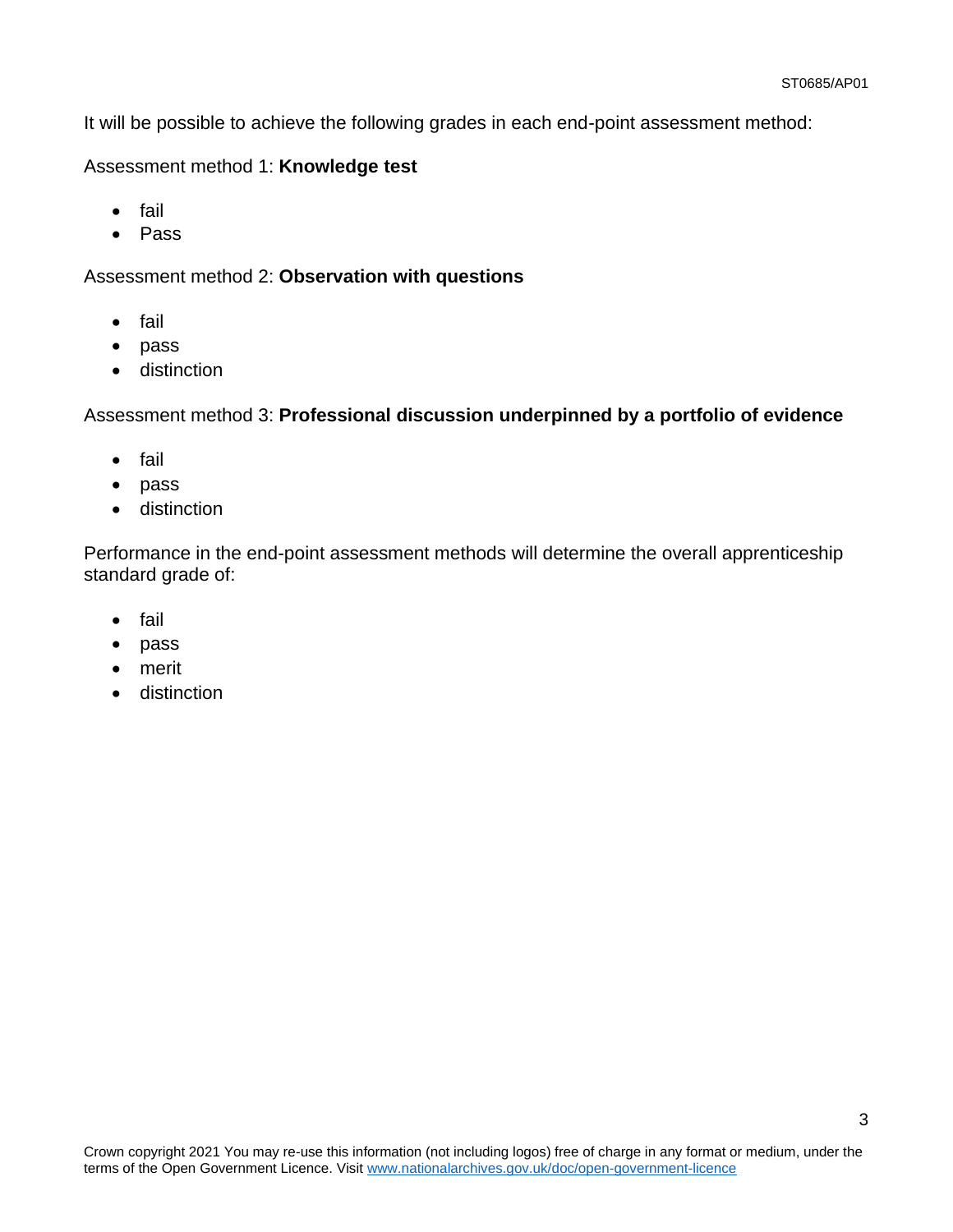It will be possible to achieve the following grades in each end-point assessment method:

Assessment method 1: **Knowledge test**

- fail
- Pass

Assessment method 2: **Observation with questions**

- fail
- pass
- distinction

Assessment method 3: **Professional discussion underpinned by a portfolio of evidence**

- fail
- pass
- distinction

Performance in the end-point assessment methods will determine the overall apprenticeship standard grade of:

- fail
- pass
- merit
- distinction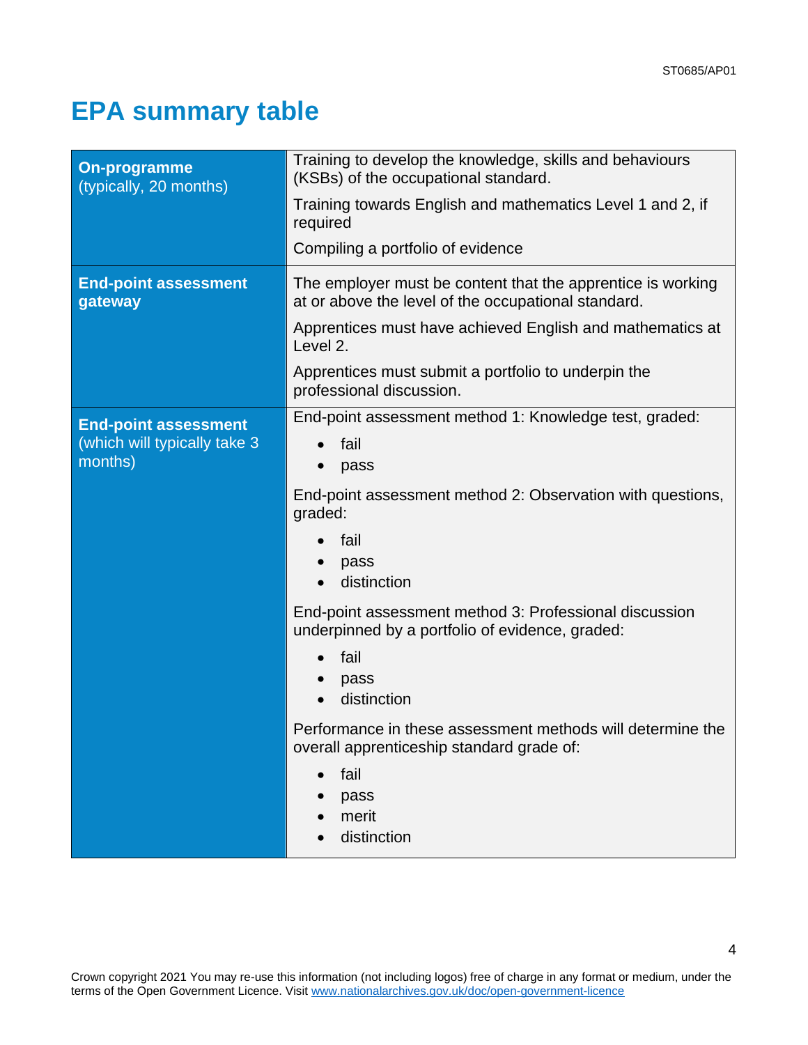# EPA summary table

| | |
|---|---|
| **On-programme** (typically, 20 months) | Training to develop the knowledge, skills and behaviours (KSBs) of the occupational standard.<br><br>Training towards English and mathematics Level 1 and 2, if required<br><br>Compiling a portfolio of evidence |
| **End-point assessment gateway** | The employer must be content that the apprentice is working at or above the level of the occupational standard.<br><br>Apprentices must have achieved English and mathematics at Level 2.<br><br>Apprentices must submit a portfolio to underpin the professional discussion. |
| **End-point assessment** (which will typically take 3 months) | End-point assessment method 1: Knowledge test, graded:<br>• fail<br>• pass<br><br>End-point assessment method 2: Observation with questions, graded:<br>• fail<br>• pass<br>• distinction<br><br>End-point assessment method 3: Professional discussion underpinned by a portfolio of evidence, graded:<br>• fail<br>• pass<br>• distinction<br><br>Performance in these assessment methods will determine the overall apprenticeship standard grade of:<br>• fail<br>• pass<br>• merit<br>• distinction |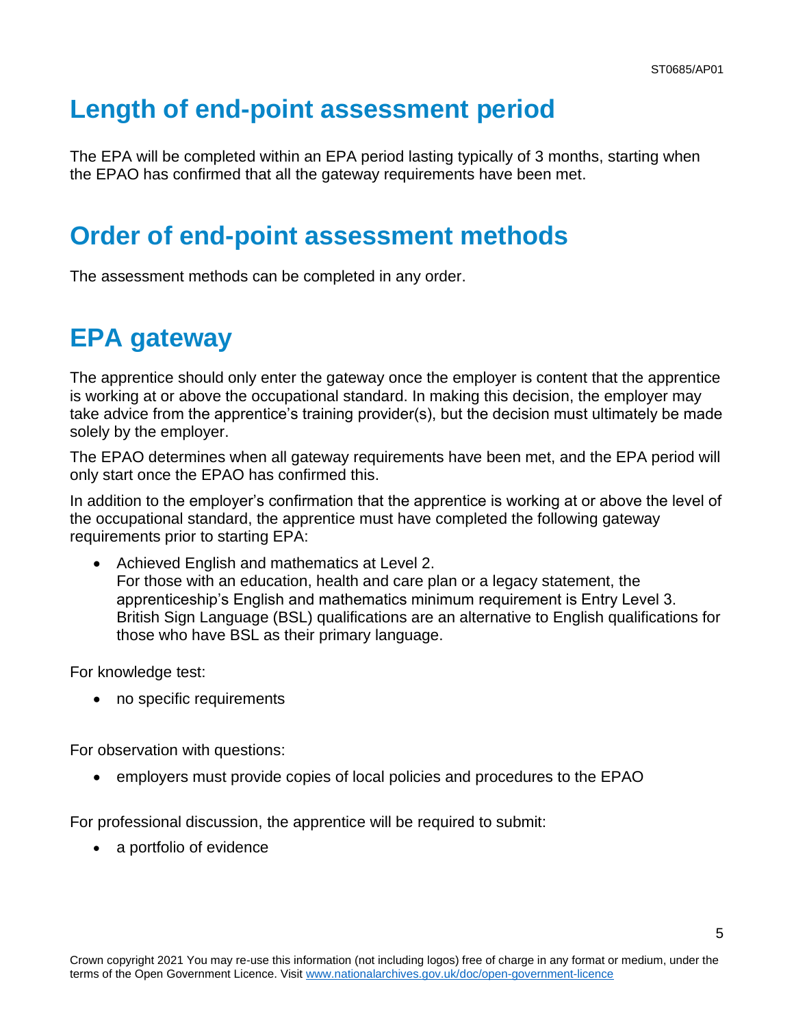## Length of end-point assessment period

The EPA will be completed within an EPA period lasting typically of 3 months, starting when the EPAO has confirmed that all the gateway requirements have been met.

## Order of end-point assessment methods

The assessment methods can be completed in any order.

## EPA gateway

The apprentice should only enter the gateway once the employer is content that the apprentice is working at or above the occupational standard. In making this decision, the employer may take advice from the apprentice's training provider(s), but the decision must ultimately be made solely by the employer.

The EPAO determines when all gateway requirements have been met, and the EPA period will only start once the EPAO has confirmed this.

In addition to the employer's confirmation that the apprentice is working at or above the level of the occupational standard, the apprentice must have completed the following gateway requirements prior to starting EPA:

- Achieved English and mathematics at Level 2.
  For those with an education, health and care plan or a legacy statement, the apprenticeship's English and mathematics minimum requirement is Entry Level 3. British Sign Language (BSL) qualifications are an alternative to English qualifications for those who have BSL as their primary language.

For knowledge test:

- no specific requirements

For observation with questions:

- employers must provide copies of local policies and procedures to the EPAO

For professional discussion, the apprentice will be required to submit:

- a portfolio of evidence

Crown copyright 2021 You may re-use this information (not including logos) free of charge in any format or medium, under the terms of the Open Government Licence. Visit www.nationalarchives.gov.uk/doc/open-government-licence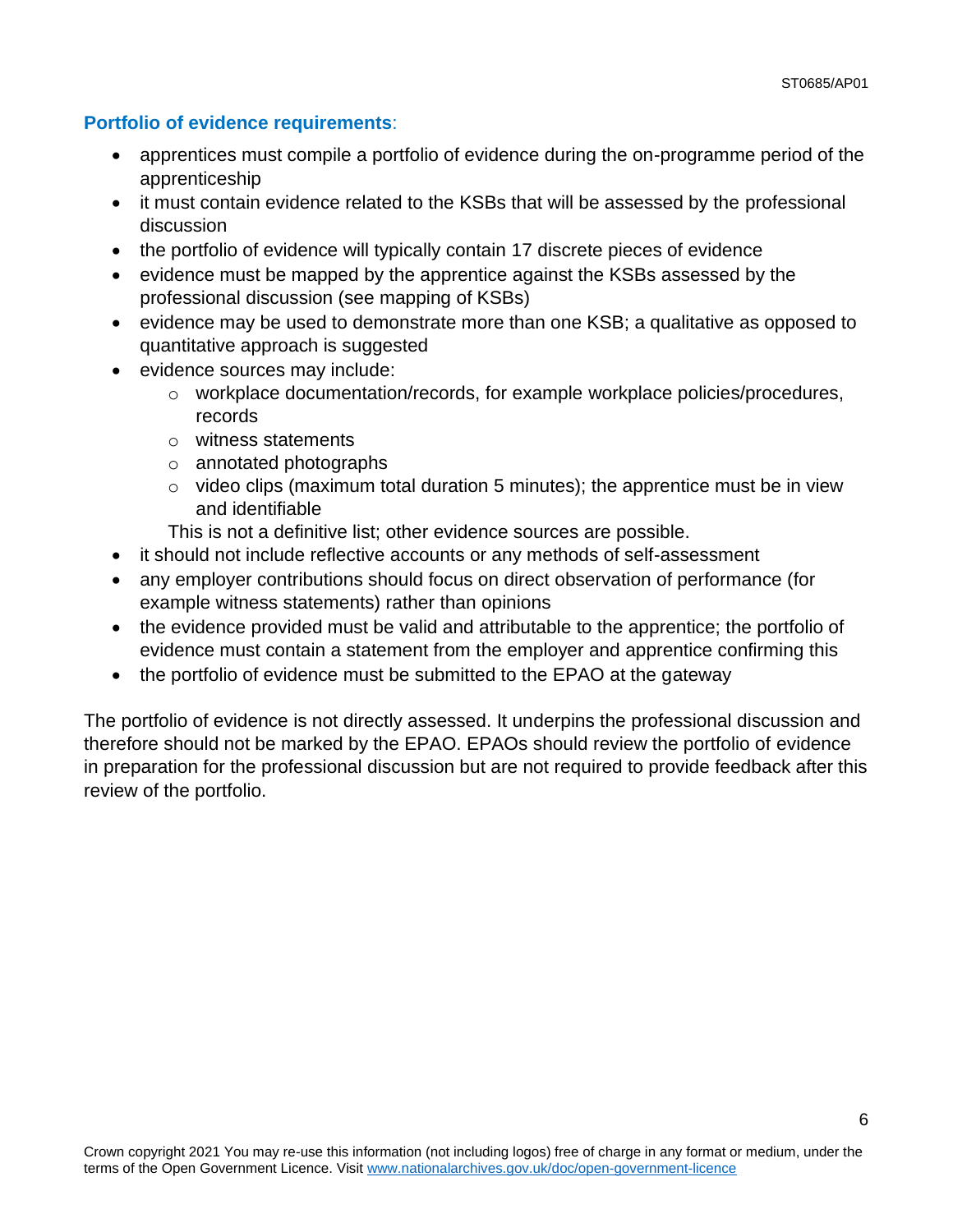**Portfolio of evidence requirements**:

- apprentices must compile a portfolio of evidence during the on-programme period of the apprenticeship
- it must contain evidence related to the KSBs that will be assessed by the professional discussion
- the portfolio of evidence will typically contain 17 discrete pieces of evidence
- evidence must be mapped by the apprentice against the KSBs assessed by the professional discussion (see mapping of KSBs)
- evidence may be used to demonstrate more than one KSB; a qualitative as opposed to quantitative approach is suggested
- evidence sources may include:
    - workplace documentation/records, for example workplace policies/procedures, records
    - witness statements
    - annotated photographs
    - video clips (maximum total duration 5 minutes); the apprentice must be in view and identifiable

  This is not a definitive list; other evidence sources are possible.
- it should not include reflective accounts or any methods of self-assessment
- any employer contributions should focus on direct observation of performance (for example witness statements) rather than opinions
- the evidence provided must be valid and attributable to the apprentice; the portfolio of evidence must contain a statement from the employer and apprentice confirming this
- the portfolio of evidence must be submitted to the EPAO at the gateway

The portfolio of evidence is not directly assessed. It underpins the professional discussion and therefore should not be marked by the EPAO. EPAOs should review the portfolio of evidence in preparation for the professional discussion but are not required to provide feedback after this review of the portfolio.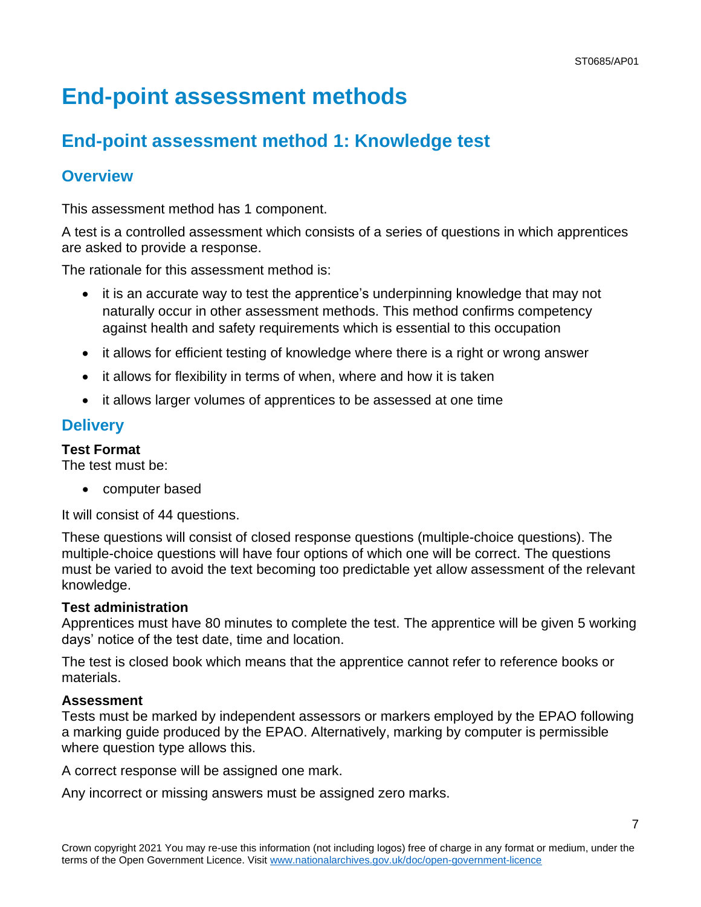# End-point assessment methods

## End-point assessment method 1: Knowledge test

### Overview

This assessment method has 1 component.

A test is a controlled assessment which consists of a series of questions in which apprentices are asked to provide a response.

The rationale for this assessment method is:

- it is an accurate way to test the apprentice's underpinning knowledge that may not naturally occur in other assessment methods. This method confirms competency against health and safety requirements which is essential to this occupation
- it allows for efficient testing of knowledge where there is a right or wrong answer
- it allows for flexibility in terms of when, where and how it is taken
- it allows larger volumes of apprentices to be assessed at one time

### Delivery

**Test Format**

The test must be:

- computer based

It will consist of 44 questions.

These questions will consist of closed response questions (multiple-choice questions). The multiple-choice questions will have four options of which one will be correct. The questions must be varied to avoid the text becoming too predictable yet allow assessment of the relevant knowledge.

**Test administration**

Apprentices must have 80 minutes to complete the test. The apprentice will be given 5 working days' notice of the test date, time and location.

The test is closed book which means that the apprentice cannot refer to reference books or materials.

**Assessment**

Tests must be marked by independent assessors or markers employed by the EPAO following a marking guide produced by the EPAO. Alternatively, marking by computer is permissible where question type allows this.

A correct response will be assigned one mark.

Any incorrect or missing answers must be assigned zero marks.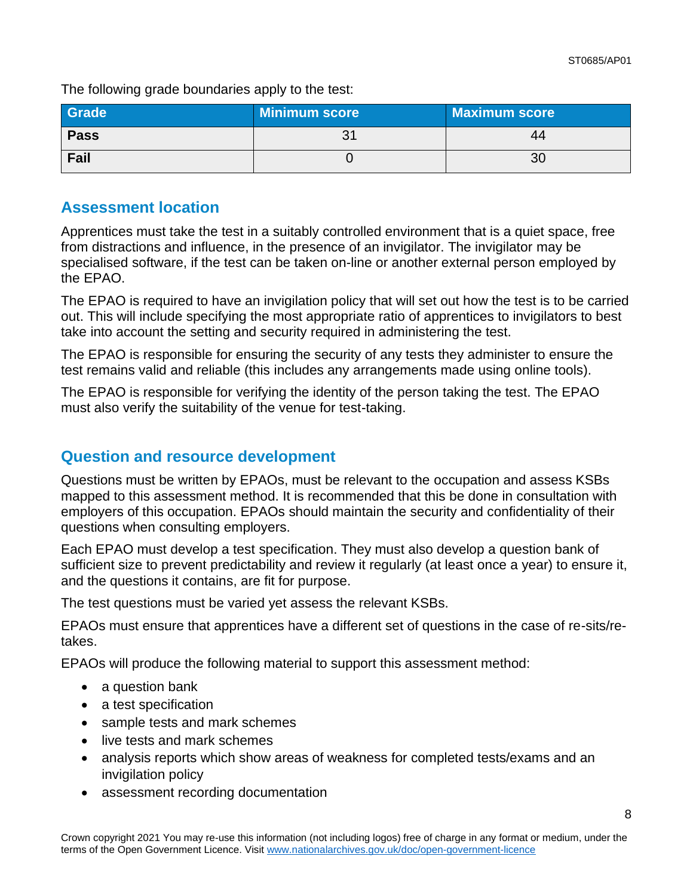The following grade boundaries apply to the test:

| Grade | Minimum score | Maximum score |
| --- | --- | --- |
| **Pass** | 31 | 44 |
| **Fail** | 0 | 30 |

## Assessment location

Apprentices must take the test in a suitably controlled environment that is a quiet space, free from distractions and influence, in the presence of an invigilator. The invigilator may be specialised software, if the test can be taken on-line or another external person employed by the EPAO.

The EPAO is required to have an invigilation policy that will set out how the test is to be carried out. This will include specifying the most appropriate ratio of apprentices to invigilators to best take into account the setting and security required in administering the test.

The EPAO is responsible for ensuring the security of any tests they administer to ensure the test remains valid and reliable (this includes any arrangements made using online tools).

The EPAO is responsible for verifying the identity of the person taking the test. The EPAO must also verify the suitability of the venue for test-taking.

## Question and resource development

Questions must be written by EPAOs, must be relevant to the occupation and assess KSBs mapped to this assessment method. It is recommended that this be done in consultation with employers of this occupation. EPAOs should maintain the security and confidentiality of their questions when consulting employers.

Each EPAO must develop a test specification. They must also develop a question bank of sufficient size to prevent predictability and review it regularly (at least once a year) to ensure it, and the questions it contains, are fit for purpose.

The test questions must be varied yet assess the relevant KSBs.

EPAOs must ensure that apprentices have a different set of questions in the case of re-sits/re-takes.

EPAOs will produce the following material to support this assessment method:

- a question bank
- a test specification
- sample tests and mark schemes
- live tests and mark schemes
- analysis reports which show areas of weakness for completed tests/exams and an invigilation policy
- assessment recording documentation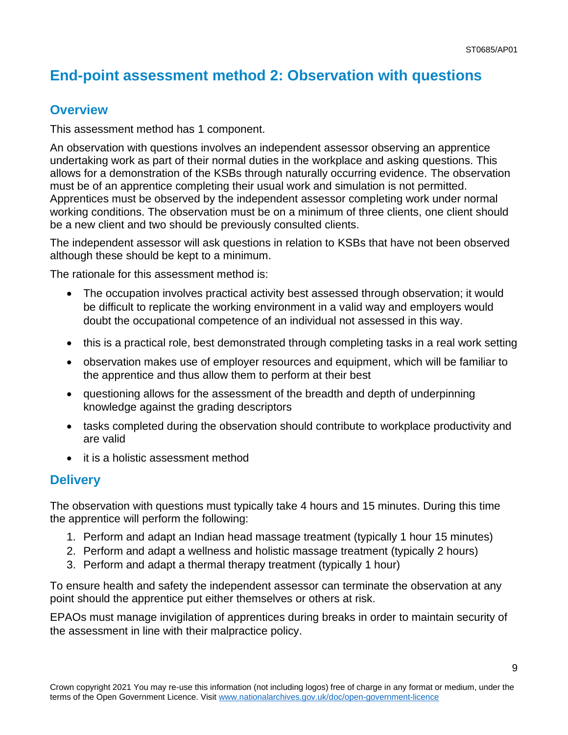# End-point assessment method 2: Observation with questions

## Overview

This assessment method has 1 component.

An observation with questions involves an independent assessor observing an apprentice undertaking work as part of their normal duties in the workplace and asking questions. This allows for a demonstration of the KSBs through naturally occurring evidence. The observation must be of an apprentice completing their usual work and simulation is not permitted. Apprentices must be observed by the independent assessor completing work under normal working conditions. The observation must be on a minimum of three clients, one client should be a new client and two should be previously consulted clients.

The independent assessor will ask questions in relation to KSBs that have not been observed although these should be kept to a minimum.

The rationale for this assessment method is:

- The occupation involves practical activity best assessed through observation; it would be difficult to replicate the working environment in a valid way and employers would doubt the occupational competence of an individual not assessed in this way.
- this is a practical role, best demonstrated through completing tasks in a real work setting
- observation makes use of employer resources and equipment, which will be familiar to the apprentice and thus allow them to perform at their best
- questioning allows for the assessment of the breadth and depth of underpinning knowledge against the grading descriptors
- tasks completed during the observation should contribute to workplace productivity and are valid
- it is a holistic assessment method

## Delivery

The observation with questions must typically take 4 hours and 15 minutes. During this time the apprentice will perform the following:

1. Perform and adapt an Indian head massage treatment (typically 1 hour 15 minutes)
2. Perform and adapt a wellness and holistic massage treatment (typically 2 hours)
3. Perform and adapt a thermal therapy treatment (typically 1 hour)

To ensure health and safety the independent assessor can terminate the observation at any point should the apprentice put either themselves or others at risk.

EPAOs must manage invigilation of apprentices during breaks in order to maintain security of the assessment in line with their malpractice policy.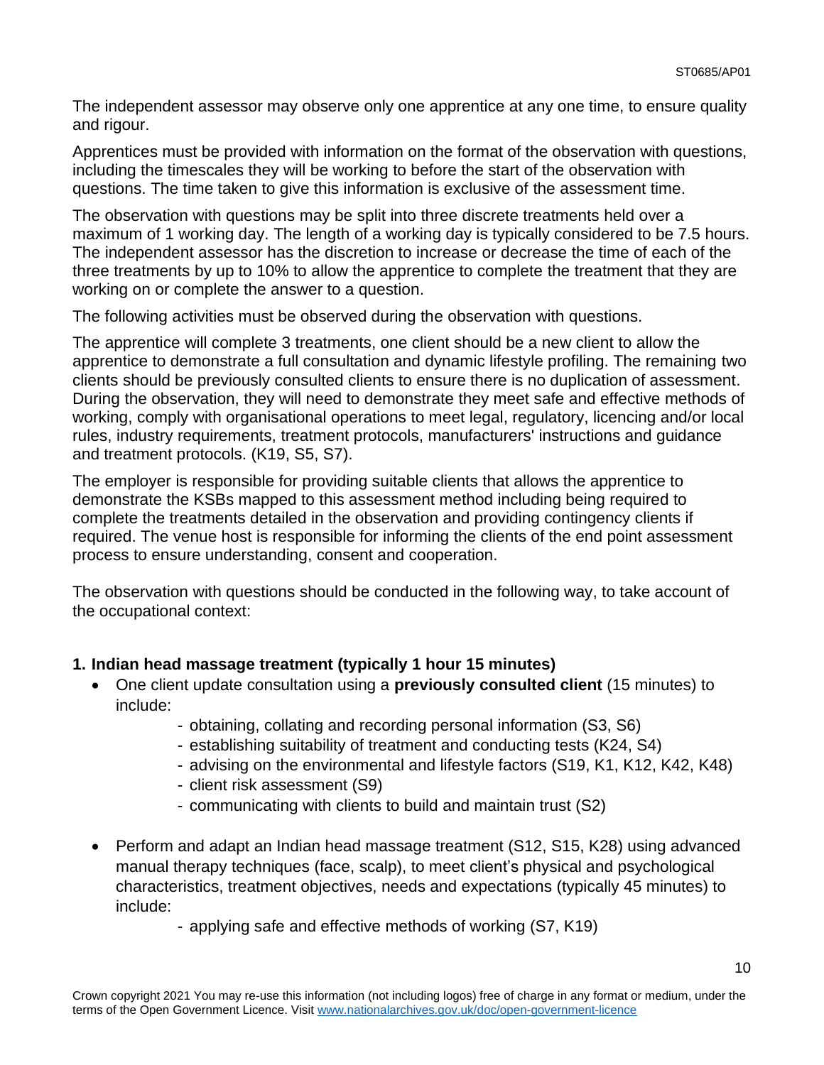The independent assessor may observe only one apprentice at any one time, to ensure quality and rigour.

Apprentices must be provided with information on the format of the observation with questions, including the timescales they will be working to before the start of the observation with questions. The time taken to give this information is exclusive of the assessment time.

The observation with questions may be split into three discrete treatments held over a maximum of 1 working day. The length of a working day is typically considered to be 7.5 hours. The independent assessor has the discretion to increase or decrease the time of each of the three treatments by up to 10% to allow the apprentice to complete the treatment that they are working on or complete the answer to a question.

The following activities must be observed during the observation with questions.

The apprentice will complete 3 treatments, one client should be a new client to allow the apprentice to demonstrate a full consultation and dynamic lifestyle profiling. The remaining two clients should be previously consulted clients to ensure there is no duplication of assessment. During the observation, they will need to demonstrate they meet safe and effective methods of working, comply with organisational operations to meet legal, regulatory, licencing and/or local rules, industry requirements, treatment protocols, manufacturers' instructions and guidance and treatment protocols. (K19, S5, S7).

The employer is responsible for providing suitable clients that allows the apprentice to demonstrate the KSBs mapped to this assessment method including being required to complete the treatments detailed in the observation and providing contingency clients if required. The venue host is responsible for informing the clients of the end point assessment process to ensure understanding, consent and cooperation.

The observation with questions should be conducted in the following way, to take account of the occupational context:

**1. Indian head massage treatment (typically 1 hour 15 minutes)**

- One client update consultation using a **previously consulted client** (15 minutes) to include:
  - obtaining, collating and recording personal information (S3, S6)
  - establishing suitability of treatment and conducting tests (K24, S4)
  - advising on the environmental and lifestyle factors (S19, K1, K12, K42, K48)
  - client risk assessment (S9)
  - communicating with clients to build and maintain trust (S2)

- Perform and adapt an Indian head massage treatment (S12, S15, K28) using advanced manual therapy techniques (face, scalp), to meet client's physical and psychological characteristics, treatment objectives, needs and expectations (typically 45 minutes) to include:
  - applying safe and effective methods of working (S7, K19)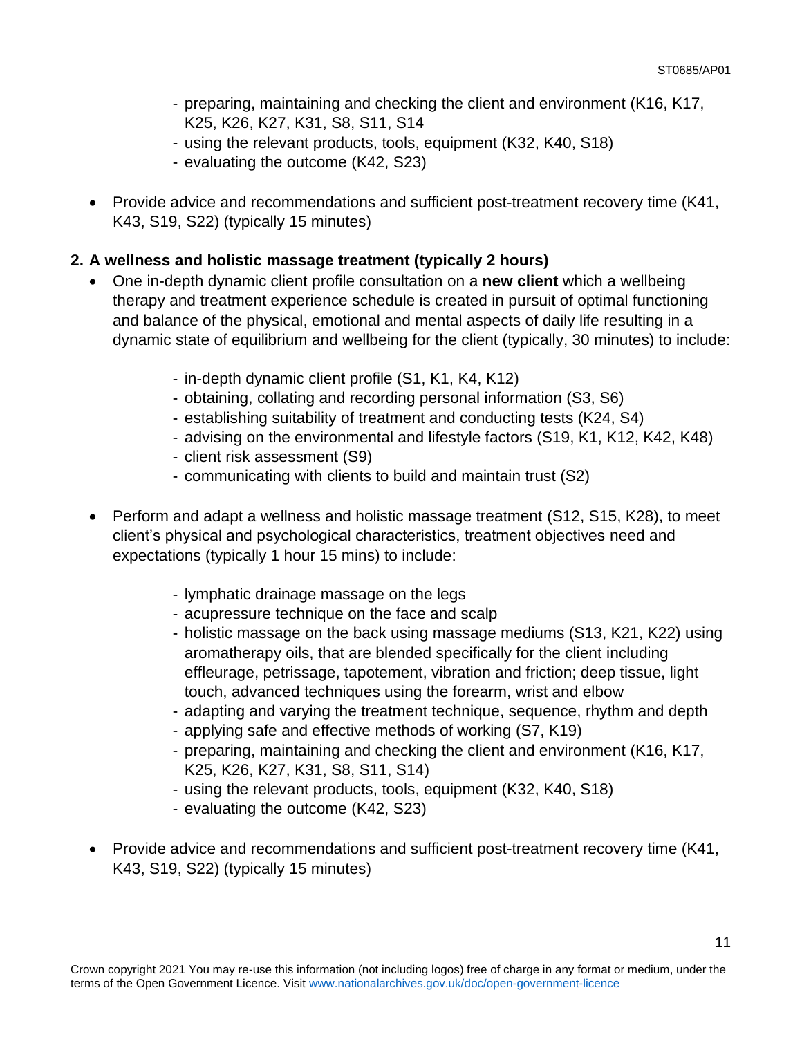- preparing, maintaining and checking the client and environment (K16, K17, K25, K26, K27, K31, S8, S11, S14
  - using the relevant products, tools, equipment (K32, K40, S18)
  - evaluating the outcome (K42, S23)

- Provide advice and recommendations and sufficient post-treatment recovery time (K41, K43, S19, S22) (typically 15 minutes)

**2. A wellness and holistic massage treatment (typically 2 hours)**

- One in-depth dynamic client profile consultation on a **new client** which a wellbeing therapy and treatment experience schedule is created in pursuit of optimal functioning and balance of the physical, emotional and mental aspects of daily life resulting in a dynamic state of equilibrium and wellbeing for the client (typically, 30 minutes) to include:
  - in-depth dynamic client profile (S1, K1, K4, K12)
  - obtaining, collating and recording personal information (S3, S6)
  - establishing suitability of treatment and conducting tests (K24, S4)
  - advising on the environmental and lifestyle factors (S19, K1, K12, K42, K48)
  - client risk assessment (S9)
  - communicating with clients to build and maintain trust (S2)

- Perform and adapt a wellness and holistic massage treatment (S12, S15, K28), to meet client's physical and psychological characteristics, treatment objectives need and expectations (typically 1 hour 15 mins) to include:
  - lymphatic drainage massage on the legs
  - acupressure technique on the face and scalp
  - holistic massage on the back using massage mediums (S13, K21, K22) using aromatherapy oils, that are blended specifically for the client including effleurage, petrissage, tapotement, vibration and friction; deep tissue, light touch, advanced techniques using the forearm, wrist and elbow
  - adapting and varying the treatment technique, sequence, rhythm and depth
  - applying safe and effective methods of working (S7, K19)
  - preparing, maintaining and checking the client and environment (K16, K17, K25, K26, K27, K31, S8, S11, S14)
  - using the relevant products, tools, equipment (K32, K40, S18)
  - evaluating the outcome (K42, S23)

- Provide advice and recommendations and sufficient post-treatment recovery time (K41, K43, S19, S22) (typically 15 minutes)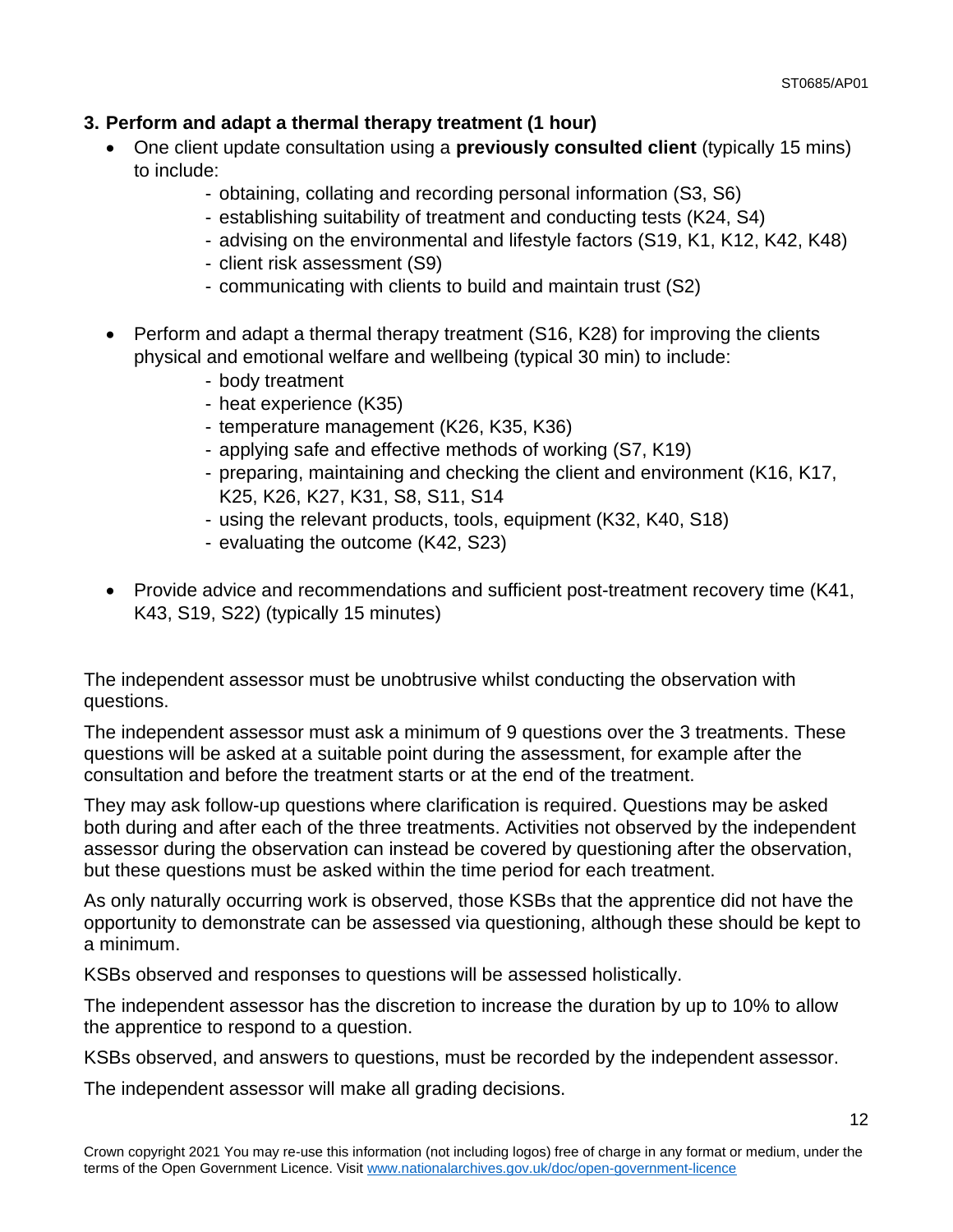### 3. Perform and adapt a thermal therapy treatment (1 hour)

- One client update consultation using a **previously consulted client** (typically 15 mins) to include:
  - obtaining, collating and recording personal information (S3, S6)
  - establishing suitability of treatment and conducting tests (K24, S4)
  - advising on the environmental and lifestyle factors (S19, K1, K12, K42, K48)
  - client risk assessment (S9)
  - communicating with clients to build and maintain trust (S2)

- Perform and adapt a thermal therapy treatment (S16, K28) for improving the clients physical and emotional welfare and wellbeing (typical 30 min) to include:
  - body treatment
  - heat experience (K35)
  - temperature management (K26, K35, K36)
  - applying safe and effective methods of working (S7, K19)
  - preparing, maintaining and checking the client and environment (K16, K17, K25, K26, K27, K31, S8, S11, S14
  - using the relevant products, tools, equipment (K32, K40, S18)
  - evaluating the outcome (K42, S23)

- Provide advice and recommendations and sufficient post-treatment recovery time (K41, K43, S19, S22) (typically 15 minutes)

The independent assessor must be unobtrusive whilst conducting the observation with questions.

The independent assessor must ask a minimum of 9 questions over the 3 treatments. These questions will be asked at a suitable point during the assessment, for example after the consultation and before the treatment starts or at the end of the treatment.

They may ask follow-up questions where clarification is required. Questions may be asked both during and after each of the three treatments. Activities not observed by the independent assessor during the observation can instead be covered by questioning after the observation, but these questions must be asked within the time period for each treatment.

As only naturally occurring work is observed, those KSBs that the apprentice did not have the opportunity to demonstrate can be assessed via questioning, although these should be kept to a minimum.

KSBs observed and responses to questions will be assessed holistically.

The independent assessor has the discretion to increase the duration by up to 10% to allow the apprentice to respond to a question.

KSBs observed, and answers to questions, must be recorded by the independent assessor.

The independent assessor will make all grading decisions.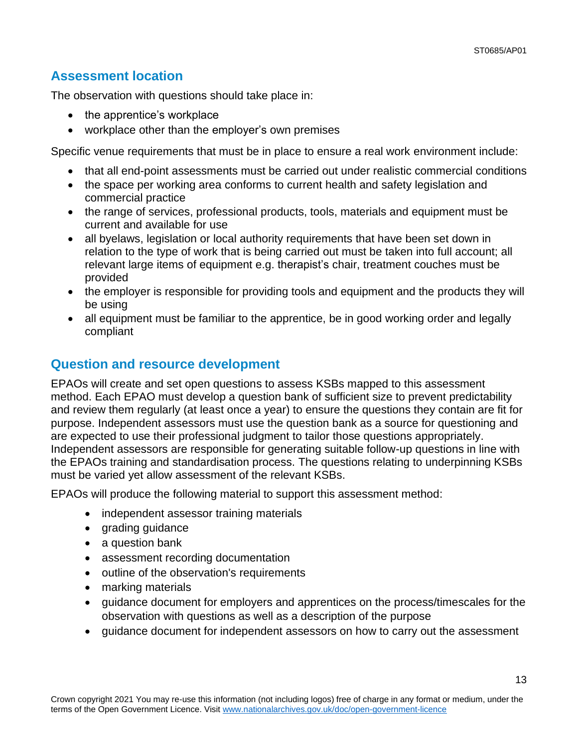## Assessment location

The observation with questions should take place in:

- the apprentice's workplace
- workplace other than the employer's own premises

Specific venue requirements that must be in place to ensure a real work environment include:

- that all end-point assessments must be carried out under realistic commercial conditions
- the space per working area conforms to current health and safety legislation and commercial practice
- the range of services, professional products, tools, materials and equipment must be current and available for use
- all byelaws, legislation or local authority requirements that have been set down in relation to the type of work that is being carried out must be taken into full account; all relevant large items of equipment e.g. therapist's chair, treatment couches must be provided
- the employer is responsible for providing tools and equipment and the products they will be using
- all equipment must be familiar to the apprentice, be in good working order and legally compliant

## Question and resource development

EPAOs will create and set open questions to assess KSBs mapped to this assessment method. Each EPAO must develop a question bank of sufficient size to prevent predictability and review them regularly (at least once a year) to ensure the questions they contain are fit for purpose. Independent assessors must use the question bank as a source for questioning and are expected to use their professional judgment to tailor those questions appropriately. Independent assessors are responsible for generating suitable follow-up questions in line with the EPAOs training and standardisation process. The questions relating to underpinning KSBs must be varied yet allow assessment of the relevant KSBs.

EPAOs will produce the following material to support this assessment method:

- independent assessor training materials
- grading guidance
- a question bank
- assessment recording documentation
- outline of the observation's requirements
- marking materials
- guidance document for employers and apprentices on the process/timescales for the observation with questions as well as a description of the purpose
- guidance document for independent assessors on how to carry out the assessment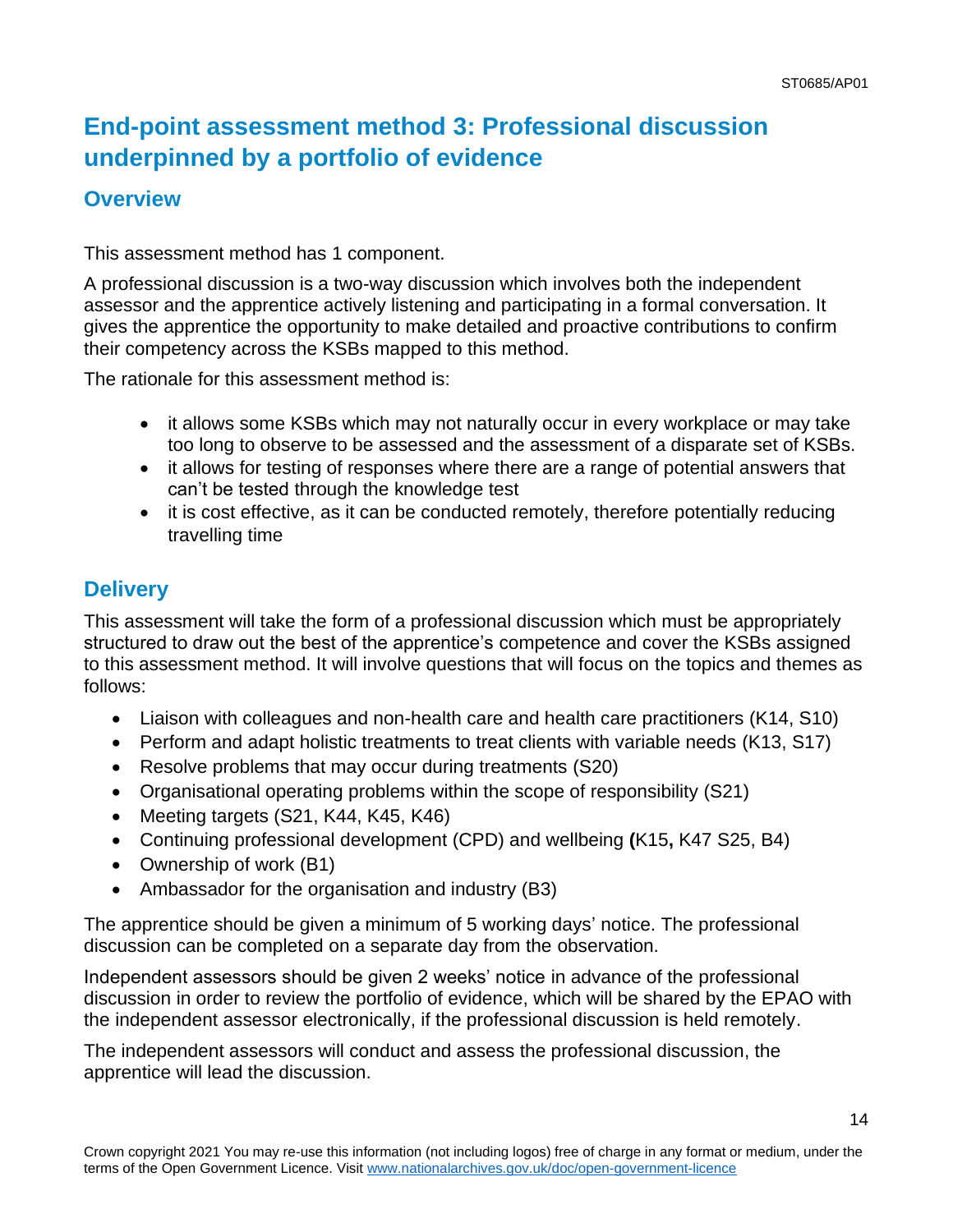## End-point assessment method 3: Professional discussion underpinned by a portfolio of evidence

### Overview

This assessment method has 1 component.

A professional discussion is a two-way discussion which involves both the independent assessor and the apprentice actively listening and participating in a formal conversation. It gives the apprentice the opportunity to make detailed and proactive contributions to confirm their competency across the KSBs mapped to this method.

The rationale for this assessment method is:

- it allows some KSBs which may not naturally occur in every workplace or may take too long to observe to be assessed and the assessment of a disparate set of KSBs.
- it allows for testing of responses where there are a range of potential answers that can't be tested through the knowledge test
- it is cost effective, as it can be conducted remotely, therefore potentially reducing travelling time

### Delivery

This assessment will take the form of a professional discussion which must be appropriately structured to draw out the best of the apprentice's competence and cover the KSBs assigned to this assessment method. It will involve questions that will focus on the topics and themes as follows:

- Liaison with colleagues and non-health care and health care practitioners (K14, S10)
- Perform and adapt holistic treatments to treat clients with variable needs (K13, S17)
- Resolve problems that may occur during treatments (S20)
- Organisational operating problems within the scope of responsibility (S21)
- Meeting targets (S21, K44, K45, K46)
- Continuing professional development (CPD) and wellbeing **(**K15**,** K47 S25, B4)
- Ownership of work (B1)
- Ambassador for the organisation and industry (B3)

The apprentice should be given a minimum of 5 working days' notice. The professional discussion can be completed on a separate day from the observation.

Independent assessors should be given 2 weeks' notice in advance of the professional discussion in order to review the portfolio of evidence, which will be shared by the EPAO with the independent assessor electronically, if the professional discussion is held remotely.

The independent assessors will conduct and assess the professional discussion, the apprentice will lead the discussion.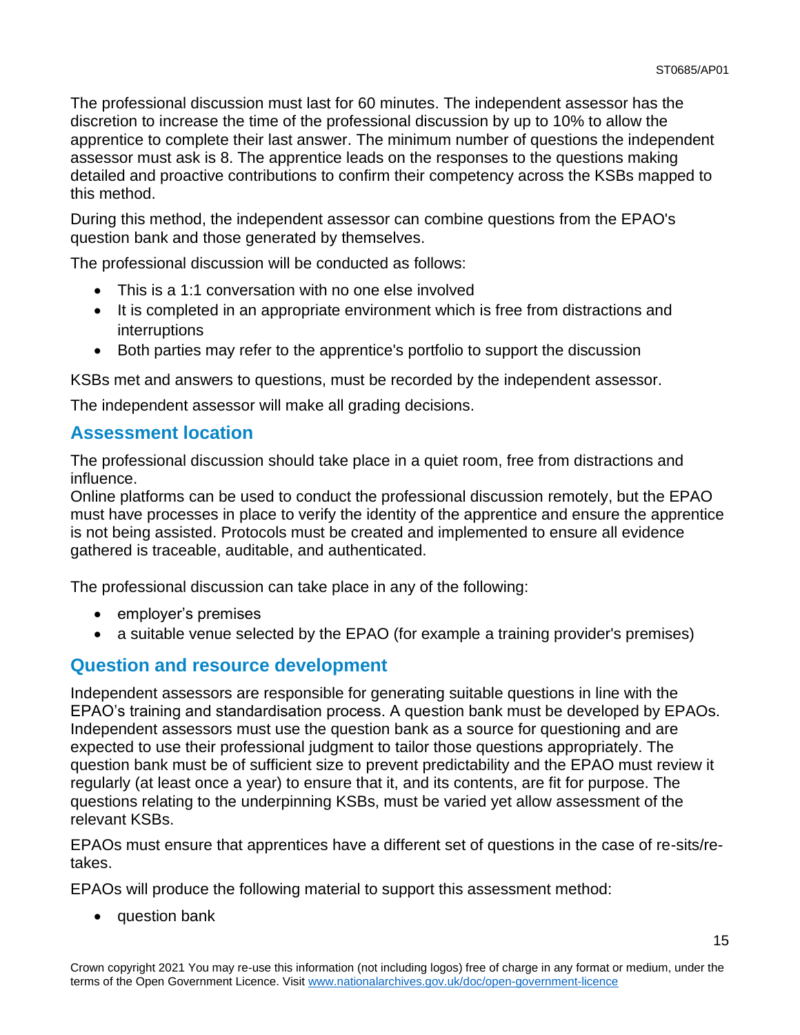The professional discussion must last for 60 minutes. The independent assessor has the discretion to increase the time of the professional discussion by up to 10% to allow the apprentice to complete their last answer. The minimum number of questions the independent assessor must ask is 8. The apprentice leads on the responses to the questions making detailed and proactive contributions to confirm their competency across the KSBs mapped to this method.

During this method, the independent assessor can combine questions from the EPAO's question bank and those generated by themselves.

The professional discussion will be conducted as follows:

- This is a 1:1 conversation with no one else involved
- It is completed in an appropriate environment which is free from distractions and interruptions
- Both parties may refer to the apprentice's portfolio to support the discussion

KSBs met and answers to questions, must be recorded by the independent assessor.

The independent assessor will make all grading decisions.

## Assessment location

The professional discussion should take place in a quiet room, free from distractions and influence.
Online platforms can be used to conduct the professional discussion remotely, but the EPAO must have processes in place to verify the identity of the apprentice and ensure the apprentice is not being assisted. Protocols must be created and implemented to ensure all evidence gathered is traceable, auditable, and authenticated.

The professional discussion can take place in any of the following:

- employer's premises
- a suitable venue selected by the EPAO (for example a training provider's premises)

## Question and resource development

Independent assessors are responsible for generating suitable questions in line with the EPAO's training and standardisation process. A question bank must be developed by EPAOs. Independent assessors must use the question bank as a source for questioning and are expected to use their professional judgment to tailor those questions appropriately. The question bank must be of sufficient size to prevent predictability and the EPAO must review it regularly (at least once a year) to ensure that it, and its contents, are fit for purpose. The questions relating to the underpinning KSBs, must be varied yet allow assessment of the relevant KSBs.

EPAOs must ensure that apprentices have a different set of questions in the case of re-sits/re-takes.

EPAOs will produce the following material to support this assessment method:

- question bank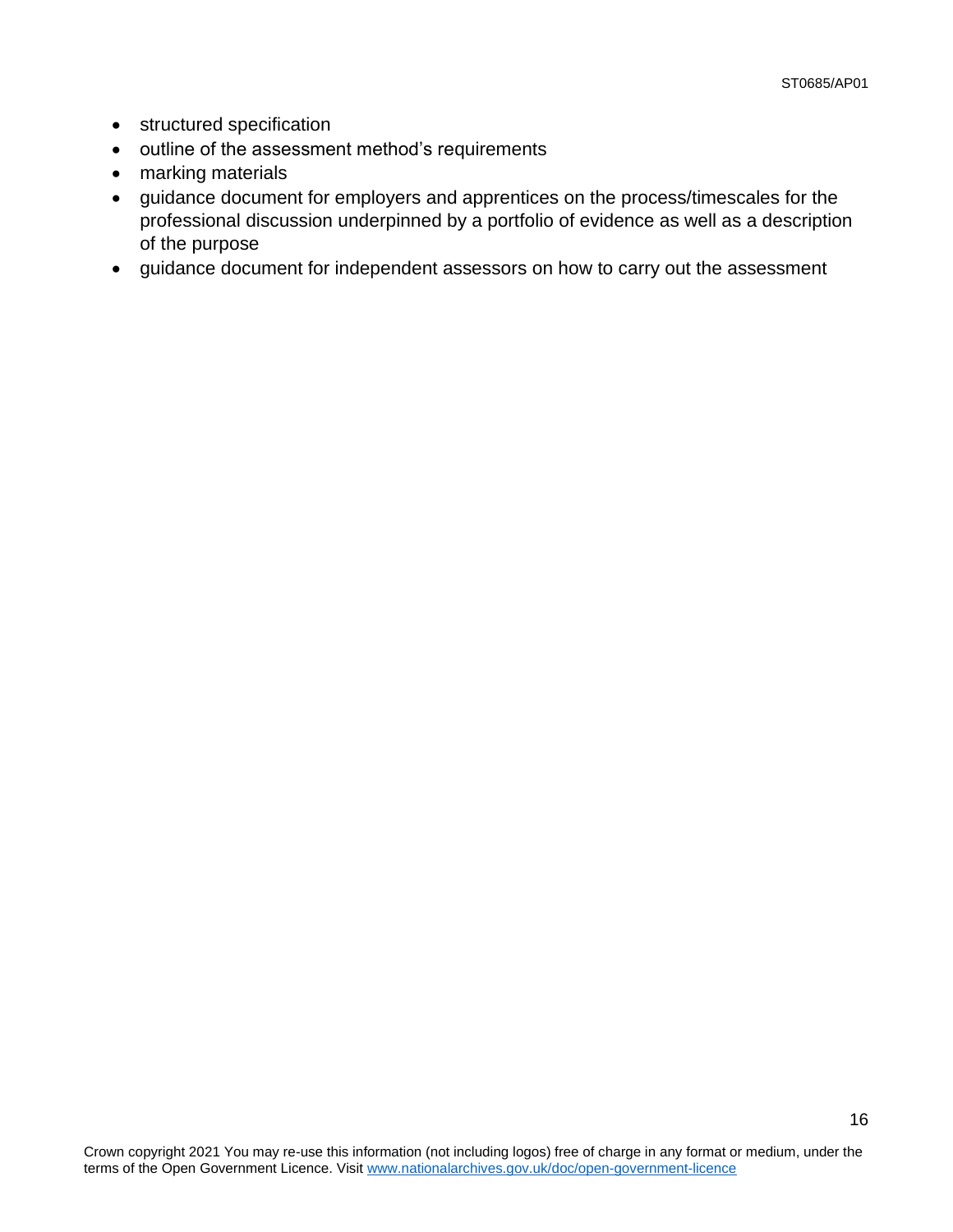- structured specification
- outline of the assessment method's requirements
- marking materials
- guidance document for employers and apprentices on the process/timescales for the professional discussion underpinned by a portfolio of evidence as well as a description of the purpose
- guidance document for independent assessors on how to carry out the assessment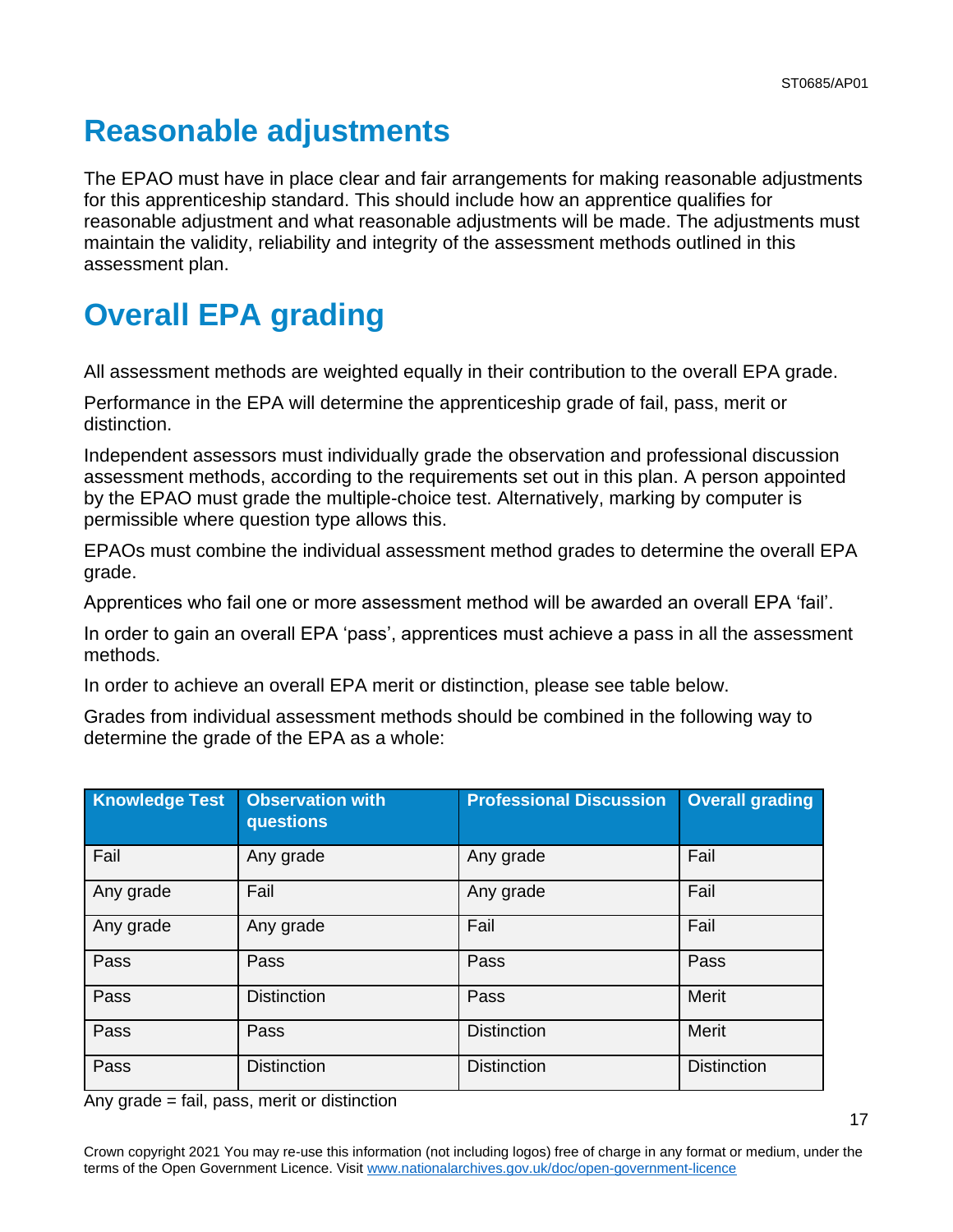## Reasonable adjustments

The EPAO must have in place clear and fair arrangements for making reasonable adjustments for this apprenticeship standard. This should include how an apprentice qualifies for reasonable adjustment and what reasonable adjustments will be made. The adjustments must maintain the validity, reliability and integrity of the assessment methods outlined in this assessment plan.

## Overall EPA grading

All assessment methods are weighted equally in their contribution to the overall EPA grade.

Performance in the EPA will determine the apprenticeship grade of fail, pass, merit or distinction.

Independent assessors must individually grade the observation and professional discussion assessment methods, according to the requirements set out in this plan. A person appointed by the EPAO must grade the multiple-choice test. Alternatively, marking by computer is permissible where question type allows this.

EPAOs must combine the individual assessment method grades to determine the overall EPA grade.

Apprentices who fail one or more assessment method will be awarded an overall EPA 'fail'.

In order to gain an overall EPA 'pass', apprentices must achieve a pass in all the assessment methods.

In order to achieve an overall EPA merit or distinction, please see table below.

Grades from individual assessment methods should be combined in the following way to determine the grade of the EPA as a whole:

| Knowledge Test | Observation with questions | Professional Discussion | Overall grading |
|---|---|---|---|
| Fail | Any grade | Any grade | Fail |
| Any grade | Fail | Any grade | Fail |
| Any grade | Any grade | Fail | Fail |
| Pass | Pass | Pass | Pass |
| Pass | Distinction | Pass | Merit |
| Pass | Pass | Distinction | Merit |
| Pass | Distinction | Distinction | Distinction |

Any grade = fail, pass, merit or distinction

Crown copyright 2021 You may re-use this information (not including logos) free of charge in any format or medium, under the terms of the Open Government Licence. Visit www.nationalarchives.gov.uk/doc/open-government-licence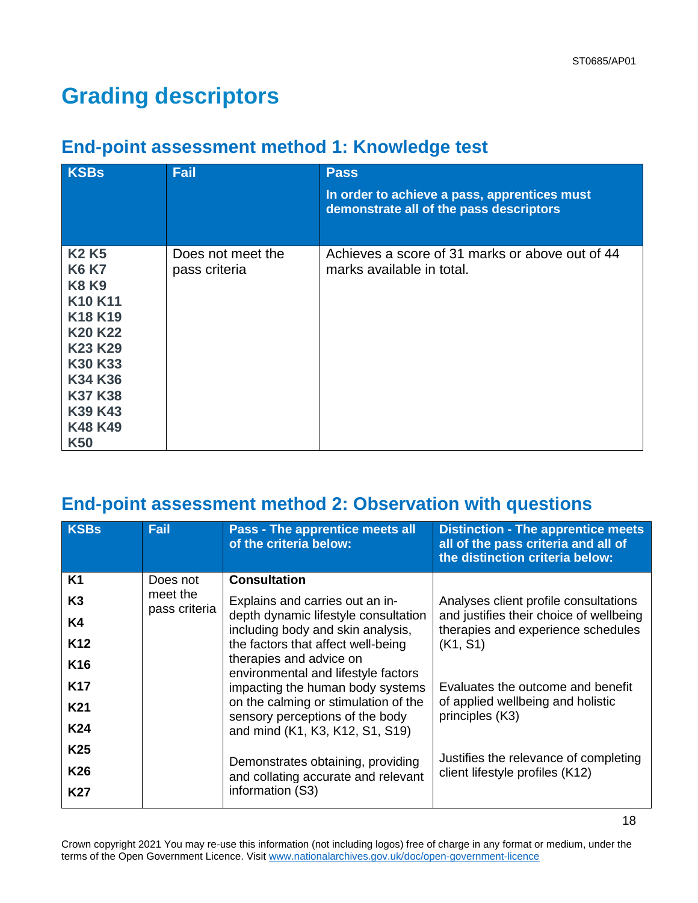# Grading descriptors

## End-point assessment method 1: Knowledge test

| KSBs | Fail | Pass<br>In order to achieve a pass, apprentices must demonstrate all of the pass descriptors |
|---|---|---|
| **K2 K5 K6 K7 K8 K9 K10 K11 K18 K19 K20 K22 K23 K29 K30 K33 K34 K36 K37 K38 K39 K43 K48 K49 K50** | Does not meet the pass criteria | Achieves a score of 31 marks or above out of 44 marks available in total. |

## End-point assessment method 2: Observation with questions

| KSBs | Fail | Pass - The apprentice meets all of the criteria below: | Distinction - The apprentice meets all of the pass criteria and all of the distinction criteria below: |
|---|---|---|---|
| **K1**<br>**K3**<br>**K4**<br>**K12**<br>**K16**<br>**K17**<br>**K21**<br>**K24**<br>**K25**<br>**K26**<br>**K27** | Does not meet the pass criteria | **Consultation**<br>Explains and carries out an in-depth dynamic lifestyle consultation including body and skin analysis, the factors that affect well-being therapies and advice on environmental and lifestyle factors impacting the human body systems on the calming or stimulation of the sensory perceptions of the body and mind (K1, K3, K12, S1, S19)<br><br>Demonstrates obtaining, providing and collating accurate and relevant information (S3) | Analyses client profile consultations and justifies their choice of wellbeing therapies and experience schedules (K1, S1)<br><br>Evaluates the outcome and benefit of applied wellbeing and holistic principles (K3)<br><br>Justifies the relevance of completing client lifestyle profiles (K12) |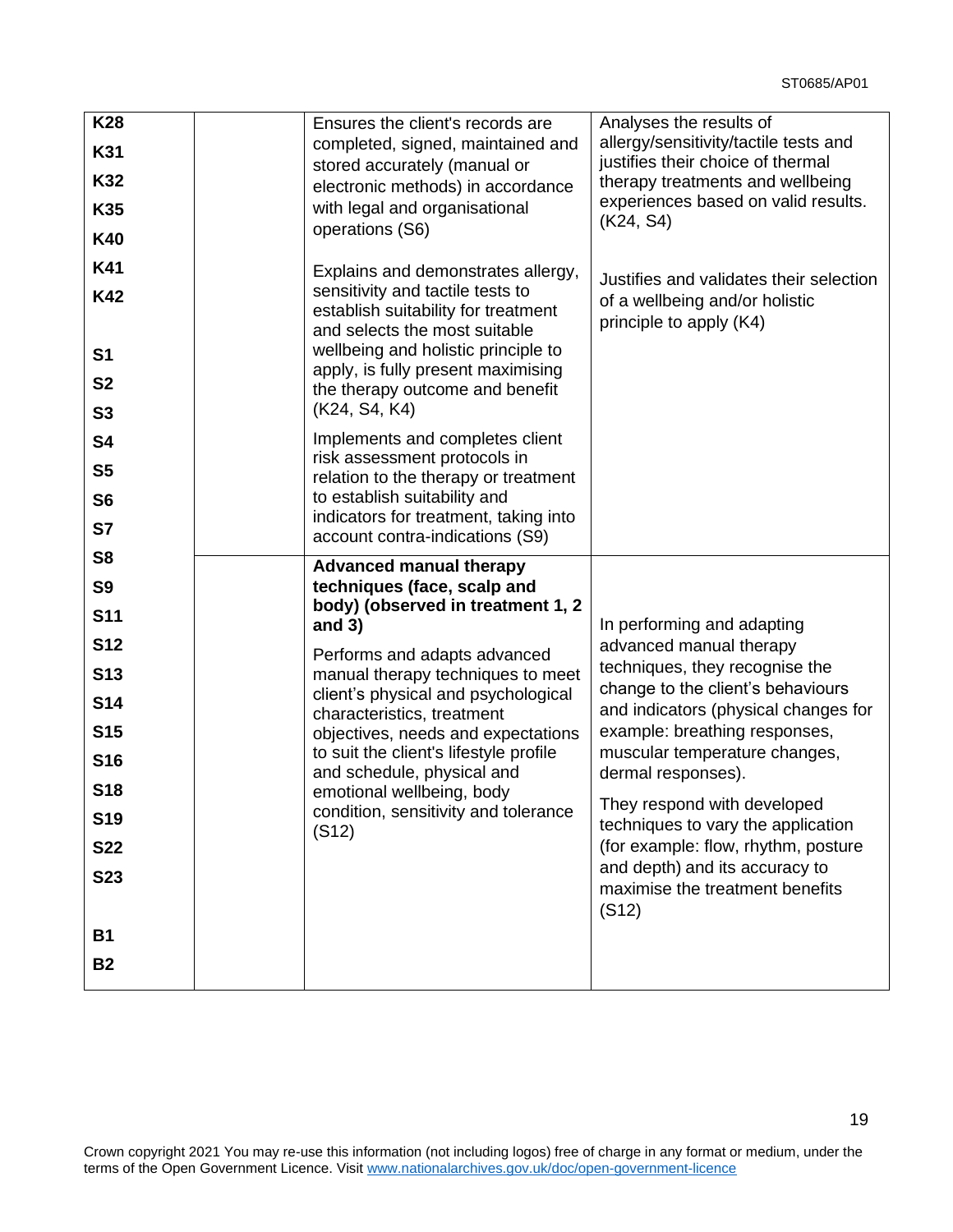| | | | |
|---|---|---|---|
| K28<br>K31<br>K32<br>K35<br>K40<br>K41<br>K42<br><br>S1<br>S2<br>S3<br>S4<br>S5<br>S6<br>S7<br>S8<br>S9<br>S11<br>S12<br>S13<br>S14<br>S15<br>S16<br>S18<br>S19<br>S22<br>S23<br><br>B1<br>B2 | | Ensures the client's records are completed, signed, maintained and stored accurately (manual or electronic methods) in accordance with legal and organisational operations (S6)<br><br>Explains and demonstrates allergy, sensitivity and tactile tests to establish suitability for treatment and selects the most suitable wellbeing and holistic principle to apply, is fully present maximising the therapy outcome and benefit (K24, S4, K4)<br><br>Implements and completes client risk assessment protocols in relation to the therapy or treatment to establish suitability and indicators for treatment, taking into account contra-indications (S9) | Analyses the results of allergy/sensitivity/tactile tests and justifies their choice of thermal therapy treatments and wellbeing experiences based on valid results. (K24, S4)<br><br>Justifies and validates their selection of a wellbeing and/or holistic principle to apply (K4) |
| | | **Advanced manual therapy techniques (face, scalp and body) (observed in treatment 1, 2 and 3)**<br><br>Performs and adapts advanced manual therapy techniques to meet client's physical and psychological characteristics, treatment objectives, needs and expectations to suit the client's lifestyle profile and schedule, physical and emotional wellbeing, body condition, sensitivity and tolerance (S12) | In performing and adapting advanced manual therapy techniques, they recognise the change to the client's behaviours and indicators (physical changes for example: breathing responses, muscular temperature changes, dermal responses).<br><br>They respond with developed techniques to vary the application (for example: flow, rhythm, posture and depth) and its accuracy to maximise the treatment benefits (S12) |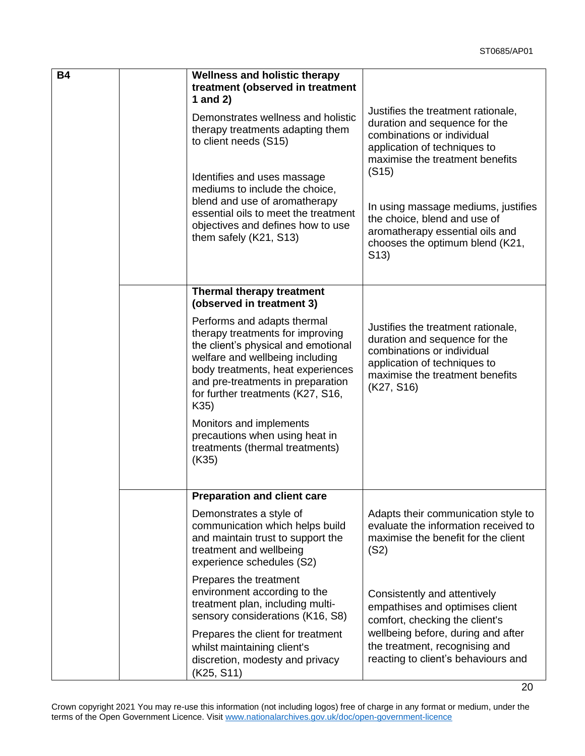| | | | |
|---|---|---|---|
| **B4** | | **Wellness and holistic therapy treatment (observed in treatment 1 and 2)**<br><br>Demonstrates wellness and holistic therapy treatments adapting them to client needs (S15)<br><br>Identifies and uses massage mediums to include the choice, blend and use of aromatherapy essential oils to meet the treatment objectives and defines how to use them safely (K21, S13) | Justifies the treatment rationale, duration and sequence for the combinations or individual application of techniques to maximise the treatment benefits (S15)<br><br>In using massage mediums, justifies the choice, blend and use of aromatherapy essential oils and chooses the optimum blend (K21, S13) |
| | | **Thermal therapy treatment (observed in treatment 3)**<br><br>Performs and adapts thermal therapy treatments for improving the client's physical and emotional welfare and wellbeing including body treatments, heat experiences and pre-treatments in preparation for further treatments (K27, S16, K35)<br><br>Monitors and implements precautions when using heat in treatments (thermal treatments) (K35) | Justifies the treatment rationale, duration and sequence for the combinations or individual application of techniques to maximise the treatment benefits (K27, S16) |
| | | **Preparation and client care**<br><br>Demonstrates a style of communication which helps build and maintain trust to support the treatment and wellbeing experience schedules (S2)<br><br>Prepares the treatment environment according to the treatment plan, including multi-sensory considerations (K16, S8)<br><br>Prepares the client for treatment whilst maintaining client's discretion, modesty and privacy (K25, S11) | Adapts their communication style to evaluate the information received to maximise the benefit for the client (S2)<br><br>Consistently and attentively empathises and optimises client comfort, checking the client's wellbeing before, during and after the treatment, recognising and reacting to client's behaviours and |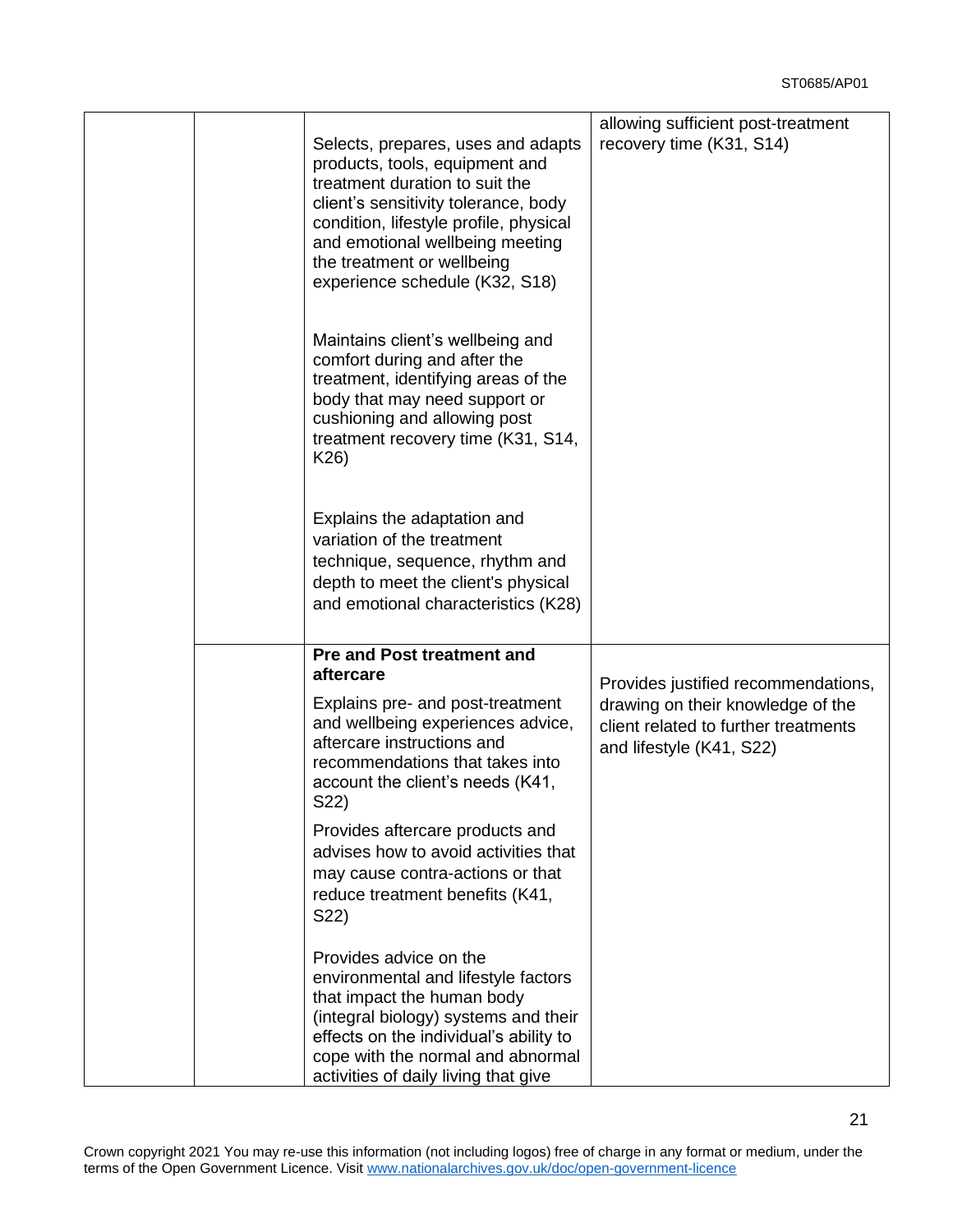| | | | |
|---|---|---|---|
| | | Selects, prepares, uses and adapts products, tools, equipment and treatment duration to suit the client's sensitivity tolerance, body condition, lifestyle profile, physical and emotional wellbeing meeting the treatment or wellbeing experience schedule (K32, S18)<br><br>Maintains client's wellbeing and comfort during and after the treatment, identifying areas of the body that may need support or cushioning and allowing post treatment recovery time (K31, S14, K26)<br><br>Explains the adaptation and variation of the treatment technique, sequence, rhythm and depth to meet the client's physical and emotional characteristics (K28) | allowing sufficient post-treatment recovery time (K31, S14) |
| | | **Pre and Post treatment and aftercare**<br><br>Explains pre- and post-treatment and wellbeing experiences advice, aftercare instructions and recommendations that takes into account the client's needs (K41, S22)<br><br>Provides aftercare products and advises how to avoid activities that may cause contra-actions or that reduce treatment benefits (K41, S22)<br><br>Provides advice on the environmental and lifestyle factors that impact the human body (integral biology) systems and their effects on the individual's ability to cope with the normal and abnormal activities of daily living that give | Provides justified recommendations, drawing on their knowledge of the client related to further treatments and lifestyle (K41, S22) |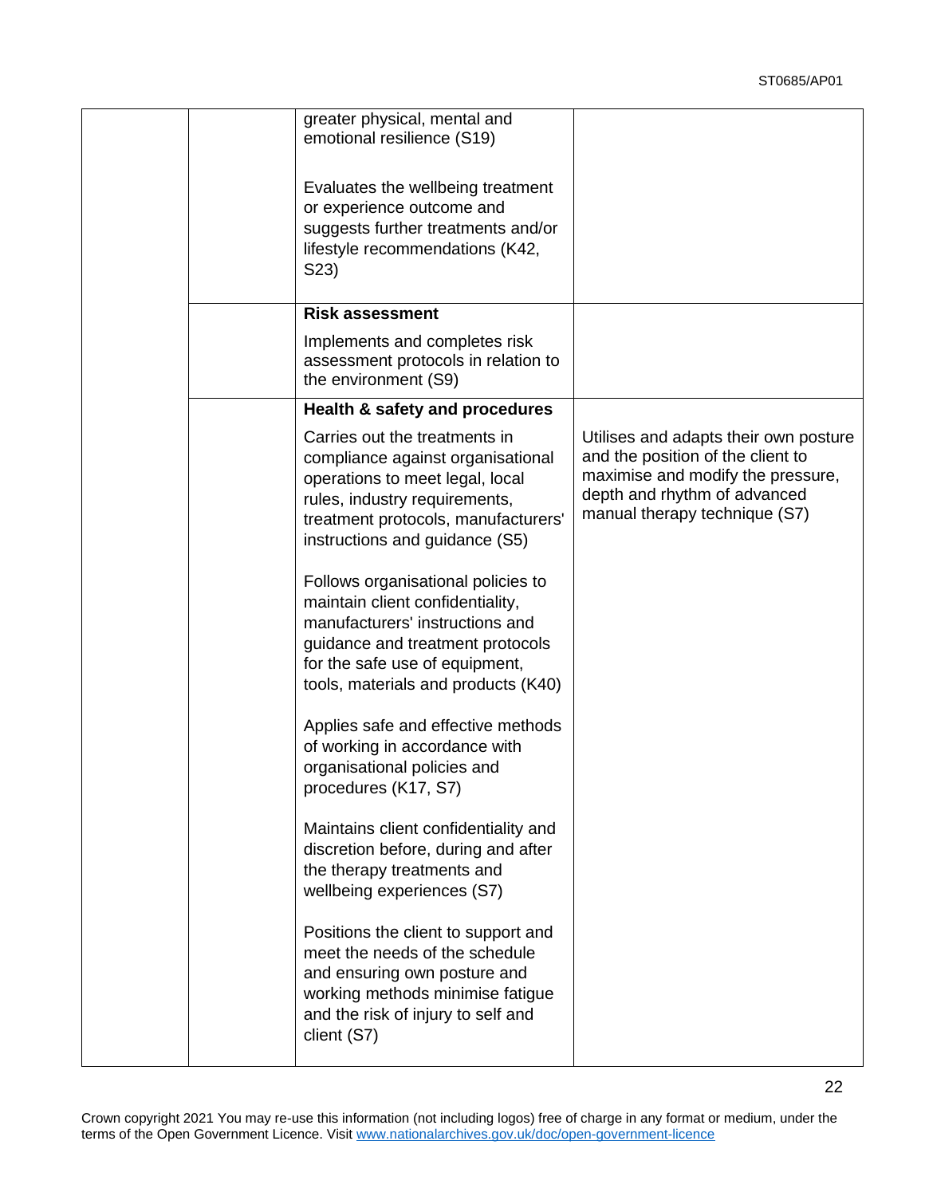| | | | |
|---|---|---|---|
| | | greater physical, mental and emotional resilience (S19)<br><br>Evaluates the wellbeing treatment or experience outcome and suggests further treatments and/or lifestyle recommendations (K42, S23) | |
| | | **Risk assessment**<br><br>Implements and completes risk assessment protocols in relation to the environment (S9) | |
| | | **Health & safety and procedures**<br><br>Carries out the treatments in compliance against organisational operations to meet legal, local rules, industry requirements, treatment protocols, manufacturers' instructions and guidance (S5)<br><br>Follows organisational policies to maintain client confidentiality, manufacturers' instructions and guidance and treatment protocols for the safe use of equipment, tools, materials and products (K40)<br><br>Applies safe and effective methods of working in accordance with organisational policies and procedures (K17, S7)<br><br>Maintains client confidentiality and discretion before, during and after the therapy treatments and wellbeing experiences (S7)<br><br>Positions the client to support and meet the needs of the schedule and ensuring own posture and working methods minimise fatigue and the risk of injury to self and client (S7) | Utilises and adapts their own posture and the position of the client to maximise and modify the pressure, depth and rhythm of advanced manual therapy technique (S7) |

Crown copyright 2021 You may re-use this information (not including logos) free of charge in any format or medium, under the terms of the Open Government Licence. Visit www.nationalarchives.gov.uk/doc/open-government-licence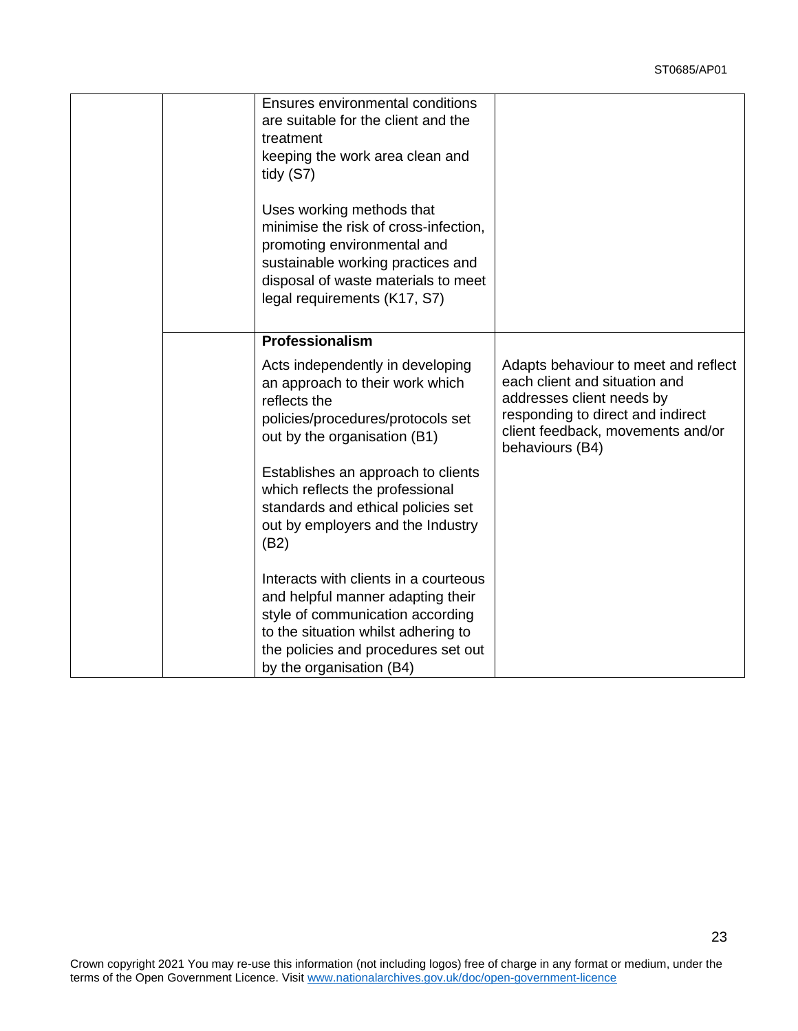| | | | |
|---|---|---|---|
| | | Ensures environmental conditions are suitable for the client and the treatment keeping the work area clean and tidy (S7)<br><br>Uses working methods that minimise the risk of cross-infection, promoting environmental and sustainable working practices and disposal of waste materials to meet legal requirements (K17, S7) | |
| | | **Professionalism**<br><br>Acts independently in developing an approach to their work which reflects the policies/procedures/protocols set out by the organisation (B1)<br><br>Establishes an approach to clients which reflects the professional standards and ethical policies set out by employers and the Industry (B2)<br><br>Interacts with clients in a courteous and helpful manner adapting their style of communication according to the situation whilst adhering to the policies and procedures set out by the organisation (B4) | Adapts behaviour to meet and reflect each client and situation and addresses client needs by responding to direct and indirect client feedback, movements and/or behaviours (B4) |

Crown copyright 2021 You may re-use this information (not including logos) free of charge in any format or medium, under the terms of the Open Government Licence. Visit www.nationalarchives.gov.uk/doc/open-government-licence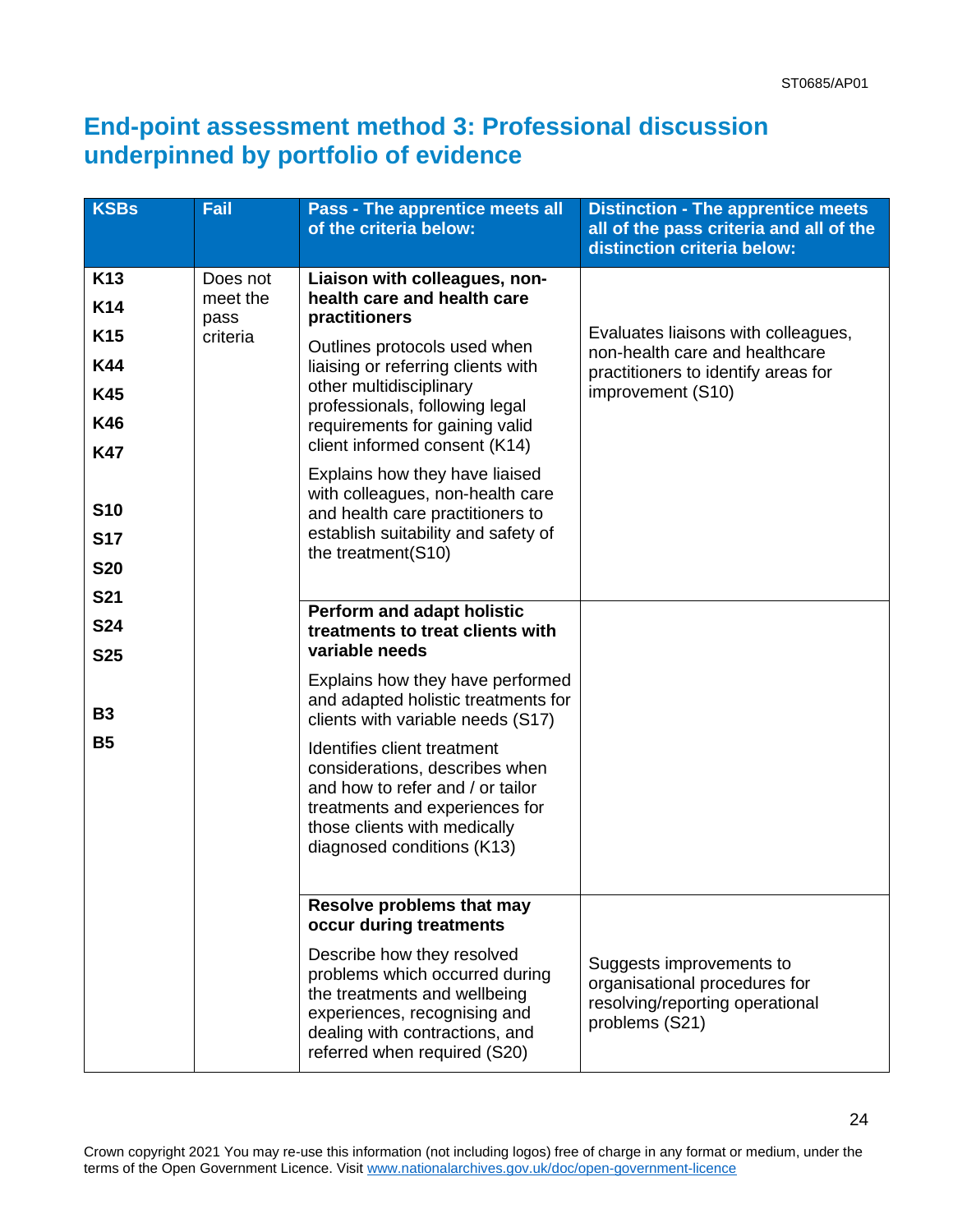## End-point assessment method 3: Professional discussion underpinned by portfolio of evidence

| KSBs | Fail | Pass - The apprentice meets all of the criteria below: | Distinction - The apprentice meets all of the pass criteria and all of the distinction criteria below: |
|---|---|---|---|
| K13<br>K14<br>K15<br>K44<br>K45<br>K46<br>K47<br><br>S10<br>S17<br>S20<br>S21<br>S24<br>S25<br><br>B3<br>B5 | Does not meet the pass criteria | **Liaison with colleagues, non-health care and health care practitioners**<br><br>Outlines protocols used when liaising or referring clients with other multidisciplinary professionals, following legal requirements for gaining valid client informed consent (K14)<br><br>Explains how they have liaised with colleagues, non-health care and health care practitioners to establish suitability and safety of the treatment(S10) | Evaluates liaisons with colleagues, non-health care and healthcare practitioners to identify areas for improvement (S10) |
| | | **Perform and adapt holistic treatments to treat clients with variable needs**<br><br>Explains how they have performed and adapted holistic treatments for clients with variable needs (S17)<br><br>Identifies client treatment considerations, describes when and how to refer and / or tailor treatments and experiences for those clients with medically diagnosed conditions (K13) | |
| | | **Resolve problems that may occur during treatments**<br><br>Describe how they resolved problems which occurred during the treatments and wellbeing experiences, recognising and dealing with contractions, and referred when required (S20) | Suggests improvements to organisational procedures for resolving/reporting operational problems (S21) |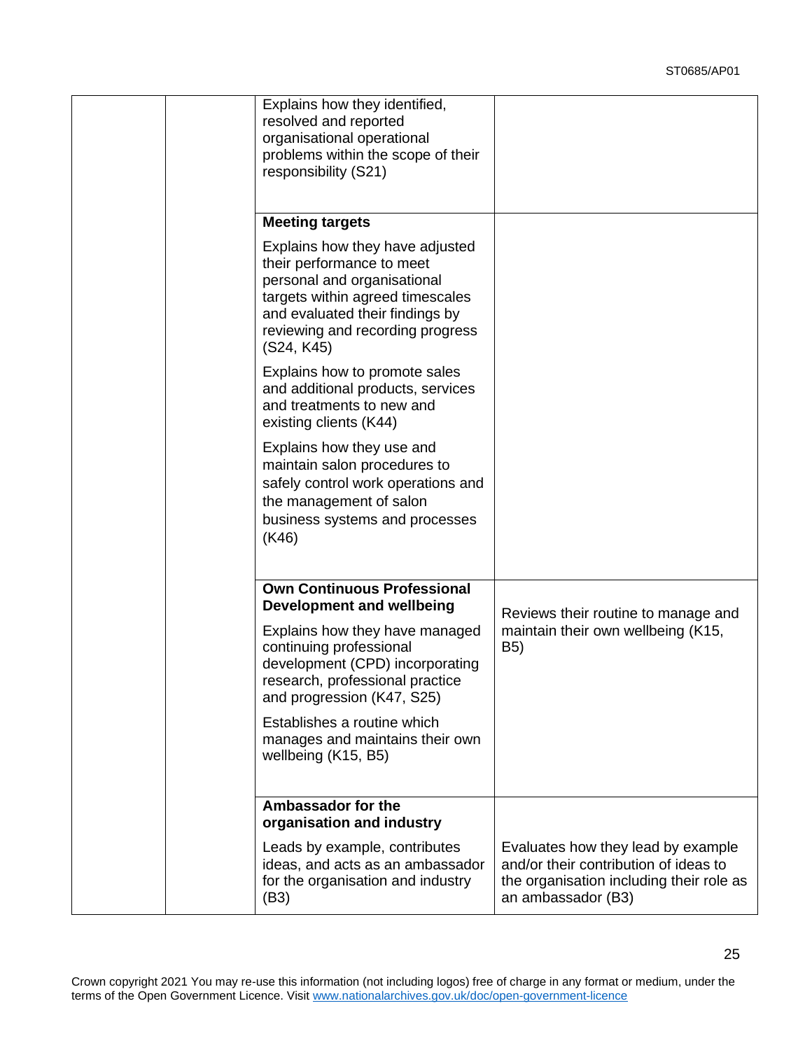| | | | |
|---|---|---|---|
| | | Explains how they identified, resolved and reported organisational operational problems within the scope of their responsibility (S21) | |
| | | **Meeting targets**<br><br>Explains how they have adjusted their performance to meet personal and organisational targets within agreed timescales and evaluated their findings by reviewing and recording progress (S24, K45)<br><br>Explains how to promote sales and additional products, services and treatments to new and existing clients (K44)<br><br>Explains how they use and maintain salon procedures to safely control work operations and the management of salon business systems and processes (K46) | |
| | | **Own Continuous Professional Development and wellbeing**<br><br>Explains how they have managed continuing professional development (CPD) incorporating research, professional practice and progression (K47, S25)<br><br>Establishes a routine which manages and maintains their own wellbeing (K15, B5) | Reviews their routine to manage and maintain their own wellbeing (K15, B5) |
| | | **Ambassador for the organisation and industry**<br><br>Leads by example, contributes ideas, and acts as an ambassador for the organisation and industry (B3) | Evaluates how they lead by example and/or their contribution of ideas to the organisation including their role as an ambassador (B3) |

Crown copyright 2021 You may re-use this information (not including logos) free of charge in any format or medium, under the terms of the Open Government Licence. Visit www.nationalarchives.gov.uk/doc/open-government-licence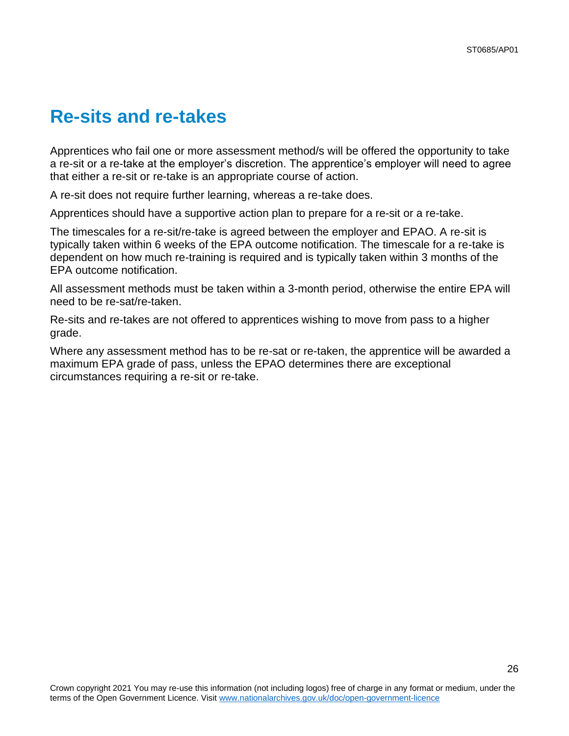# Re-sits and re-takes

Apprentices who fail one or more assessment method/s will be offered the opportunity to take a re-sit or a re-take at the employer's discretion. The apprentice's employer will need to agree that either a re-sit or re-take is an appropriate course of action.

A re-sit does not require further learning, whereas a re-take does.

Apprentices should have a supportive action plan to prepare for a re-sit or a re-take.

The timescales for a re-sit/re-take is agreed between the employer and EPAO. A re-sit is typically taken within 6 weeks of the EPA outcome notification. The timescale for a re-take is dependent on how much re-training is required and is typically taken within 3 months of the EPA outcome notification.

All assessment methods must be taken within a 3-month period, otherwise the entire EPA will need to be re-sat/re-taken.

Re-sits and re-takes are not offered to apprentices wishing to move from pass to a higher grade.

Where any assessment method has to be re-sat or re-taken, the apprentice will be awarded a maximum EPA grade of pass, unless the EPAO determines there are exceptional circumstances requiring a re-sit or re-take.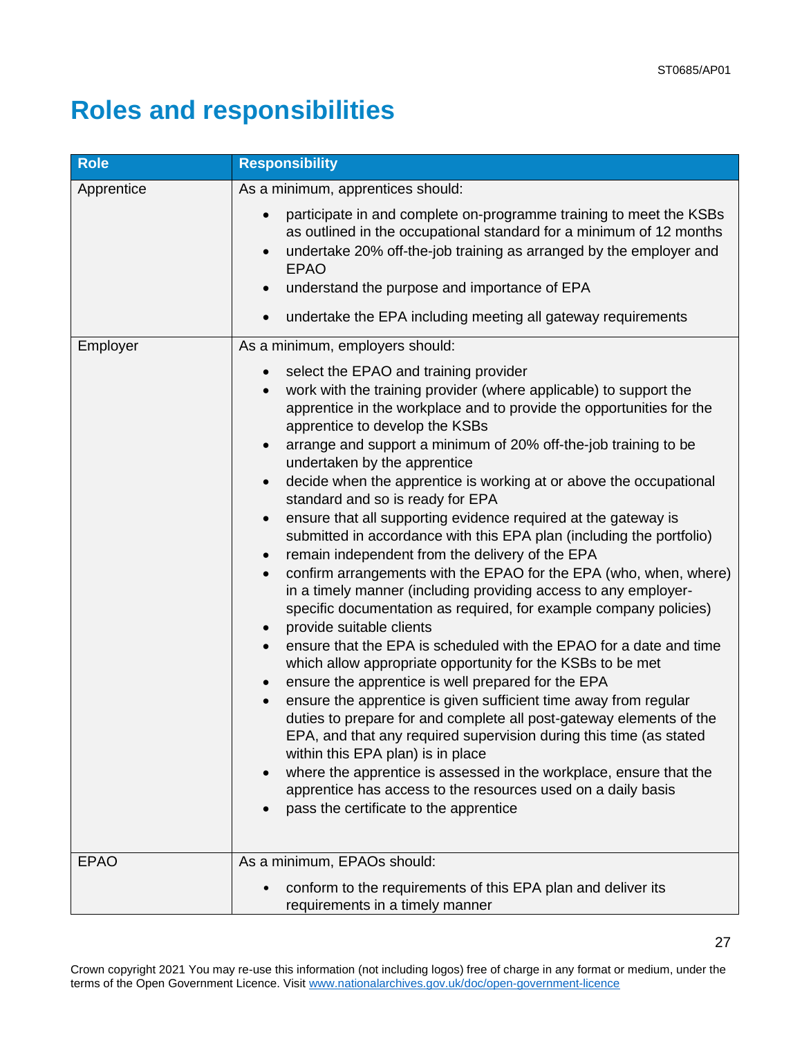# Roles and responsibilities

| Role | Responsibility |
|---|---|
| Apprentice | As a minimum, apprentices should:<br><br>• participate in and complete on-programme training to meet the KSBs as outlined in the occupational standard for a minimum of 12 months<br>• undertake 20% off-the-job training as arranged by the employer and EPAO<br>• understand the purpose and importance of EPA<br>• undertake the EPA including meeting all gateway requirements |
| Employer | As a minimum, employers should:<br><br>• select the EPAO and training provider<br>• work with the training provider (where applicable) to support the apprentice in the workplace and to provide the opportunities for the apprentice to develop the KSBs<br>• arrange and support a minimum of 20% off-the-job training to be undertaken by the apprentice<br>• decide when the apprentice is working at or above the occupational standard and so is ready for EPA<br>• ensure that all supporting evidence required at the gateway is submitted in accordance with this EPA plan (including the portfolio)<br>• remain independent from the delivery of the EPA<br>• confirm arrangements with the EPAO for the EPA (who, when, where) in a timely manner (including providing access to any employer-specific documentation as required, for example company policies)<br>• provide suitable clients<br>• ensure that the EPA is scheduled with the EPAO for a date and time which allow appropriate opportunity for the KSBs to be met<br>• ensure the apprentice is well prepared for the EPA<br>• ensure the apprentice is given sufficient time away from regular duties to prepare for and complete all post-gateway elements of the EPA, and that any required supervision during this time (as stated within this EPA plan) is in place<br>• where the apprentice is assessed in the workplace, ensure that the apprentice has access to the resources used on a daily basis<br>• pass the certificate to the apprentice |
| EPAO | As a minimum, EPAOs should:<br><br>• conform to the requirements of this EPA plan and deliver its requirements in a timely manner |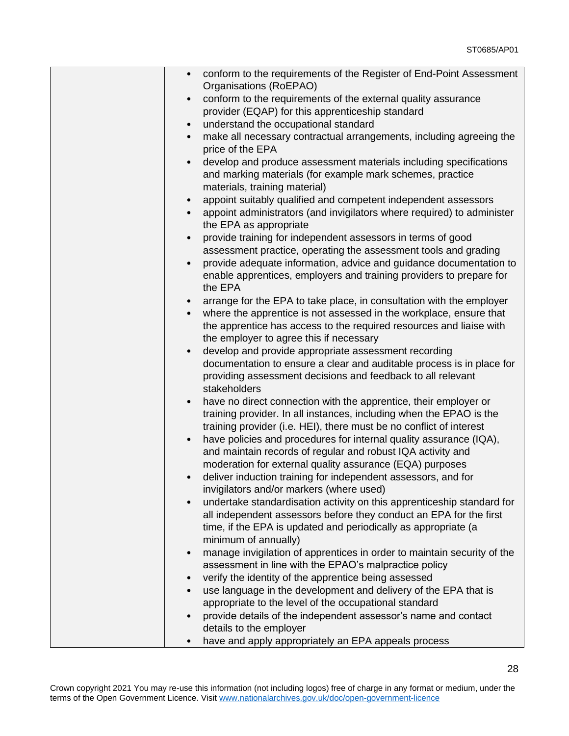| | |
|---|---|
| | • conform to the requirements of the Register of End-Point Assessment Organisations (RoEPAO)<br>• conform to the requirements of the external quality assurance provider (EQAP) for this apprenticeship standard<br>• understand the occupational standard<br>• make all necessary contractual arrangements, including agreeing the price of the EPA<br>• develop and produce assessment materials including specifications and marking materials (for example mark schemes, practice materials, training material)<br>• appoint suitably qualified and competent independent assessors<br>• appoint administrators (and invigilators where required) to administer the EPA as appropriate<br>• provide training for independent assessors in terms of good assessment practice, operating the assessment tools and grading<br>• provide adequate information, advice and guidance documentation to enable apprentices, employers and training providers to prepare for the EPA<br>• arrange for the EPA to take place, in consultation with the employer<br>• where the apprentice is not assessed in the workplace, ensure that the apprentice has access to the required resources and liaise with the employer to agree this if necessary<br>• develop and provide appropriate assessment recording documentation to ensure a clear and auditable process is in place for providing assessment decisions and feedback to all relevant stakeholders<br>• have no direct connection with the apprentice, their employer or training provider. In all instances, including when the EPAO is the training provider (i.e. HEI), there must be no conflict of interest<br>• have policies and procedures for internal quality assurance (IQA), and maintain records of regular and robust IQA activity and moderation for external quality assurance (EQA) purposes<br>• deliver induction training for independent assessors, and for invigilators and/or markers (where used)<br>• undertake standardisation activity on this apprenticeship standard for all independent assessors before they conduct an EPA for the first time, if the EPA is updated and periodically as appropriate (a minimum of annually)<br>• manage invigilation of apprentices in order to maintain security of the assessment in line with the EPAO's malpractice policy<br>• verify the identity of the apprentice being assessed<br>• use language in the development and delivery of the EPA that is appropriate to the level of the occupational standard<br>• provide details of the independent assessor's name and contact details to the employer<br>• have and apply appropriately an EPA appeals process |

Crown copyright 2021 You may re-use this information (not including logos) free of charge in any format or medium, under the terms of the Open Government Licence. Visit www.nationalarchives.gov.uk/doc/open-government-licence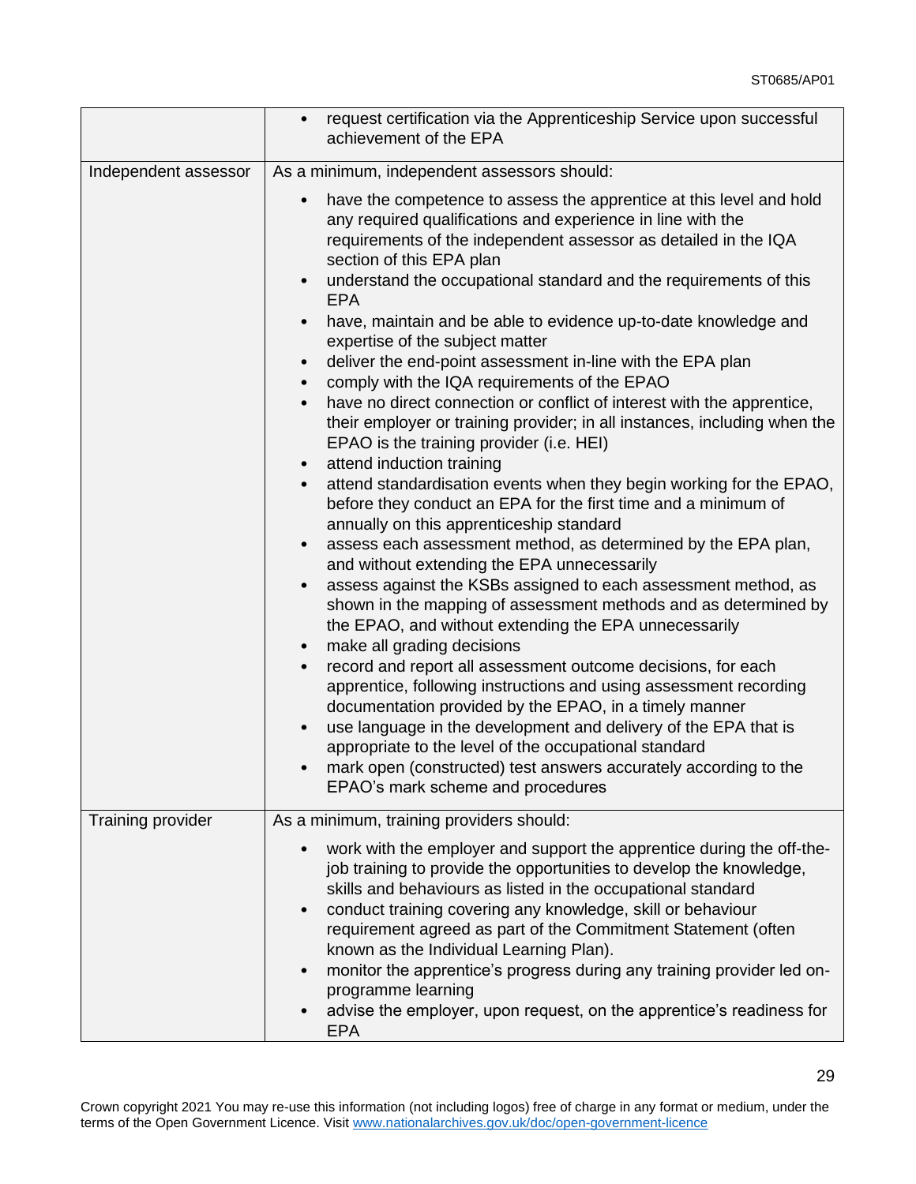| | |
|---|---|
| | • request certification via the Apprenticeship Service upon successful achievement of the EPA |
| Independent assessor | As a minimum, independent assessors should:<br><br>• have the competence to assess the apprentice at this level and hold any required qualifications and experience in line with the requirements of the independent assessor as detailed in the IQA section of this EPA plan<br>• understand the occupational standard and the requirements of this EPA<br>• have, maintain and be able to evidence up-to-date knowledge and expertise of the subject matter<br>• deliver the end-point assessment in-line with the EPA plan<br>• comply with the IQA requirements of the EPAO<br>• have no direct connection or conflict of interest with the apprentice, their employer or training provider; in all instances, including when the EPAO is the training provider (i.e. HEI)<br>• attend induction training<br>• attend standardisation events when they begin working for the EPAO, before they conduct an EPA for the first time and a minimum of annually on this apprenticeship standard<br>• assess each assessment method, as determined by the EPA plan, and without extending the EPA unnecessarily<br>• assess against the KSBs assigned to each assessment method, as shown in the mapping of assessment methods and as determined by the EPAO, and without extending the EPA unnecessarily<br>• make all grading decisions<br>• record and report all assessment outcome decisions, for each apprentice, following instructions and using assessment recording documentation provided by the EPAO, in a timely manner<br>• use language in the development and delivery of the EPA that is appropriate to the level of the occupational standard<br>• mark open (constructed) test answers accurately according to the EPAO's mark scheme and procedures |
| Training provider | As a minimum, training providers should:<br><br>• work with the employer and support the apprentice during the off-the-job training to provide the opportunities to develop the knowledge, skills and behaviours as listed in the occupational standard<br>• conduct training covering any knowledge, skill or behaviour requirement agreed as part of the Commitment Statement (often known as the Individual Learning Plan).<br>• monitor the apprentice's progress during any training provider led on-programme learning<br>• advise the employer, upon request, on the apprentice's readiness for EPA |

Crown copyright 2021 You may re-use this information (not including logos) free of charge in any format or medium, under the terms of the Open Government Licence. Visit www.nationalarchives.gov.uk/doc/open-government-licence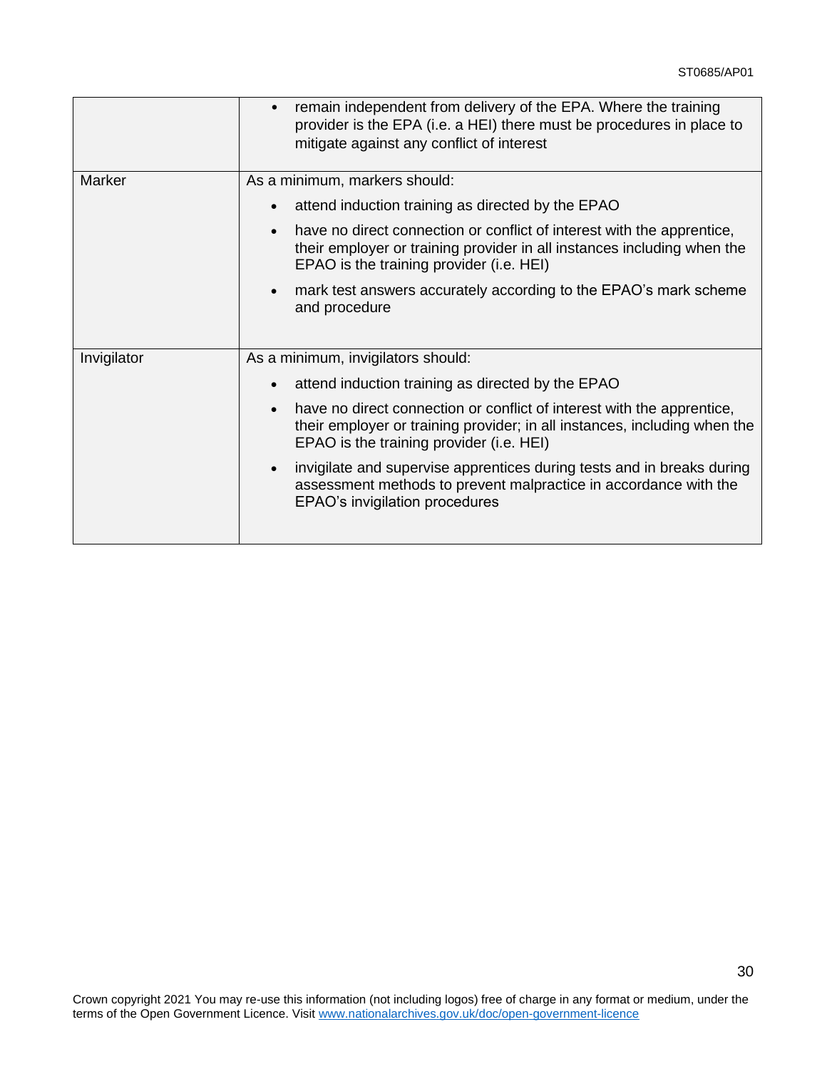| | |
|---|---|
| | • remain independent from delivery of the EPA. Where the training provider is the EPA (i.e. a HEI) there must be procedures in place to mitigate against any conflict of interest |
| Marker | As a minimum, markers should:<br>• attend induction training as directed by the EPAO<br>• have no direct connection or conflict of interest with the apprentice, their employer or training provider in all instances including when the EPAO is the training provider (i.e. HEI)<br>• mark test answers accurately according to the EPAO's mark scheme and procedure |
| Invigilator | As a minimum, invigilators should:<br>• attend induction training as directed by the EPAO<br>• have no direct connection or conflict of interest with the apprentice, their employer or training provider; in all instances, including when the EPAO is the training provider (i.e. HEI)<br>• invigilate and supervise apprentices during tests and in breaks during assessment methods to prevent malpractice in accordance with the EPAO's invigilation procedures |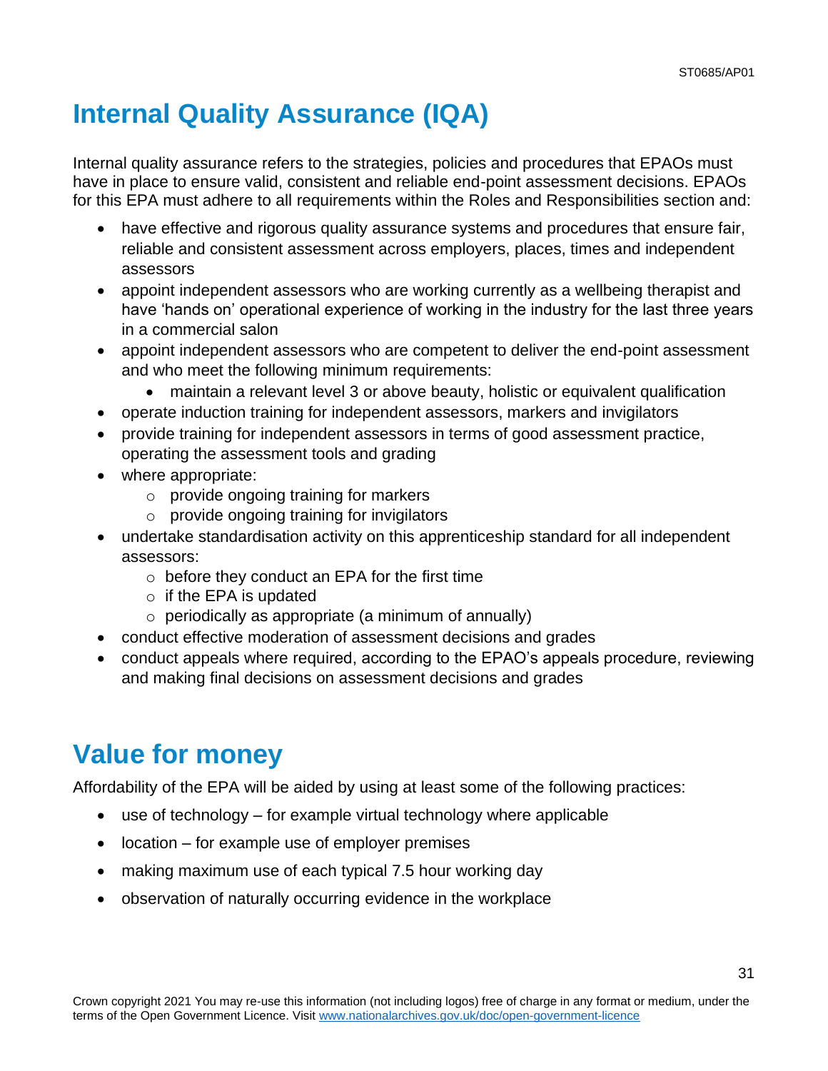# Internal Quality Assurance (IQA)

Internal quality assurance refers to the strategies, policies and procedures that EPAOs must have in place to ensure valid, consistent and reliable end-point assessment decisions. EPAOs for this EPA must adhere to all requirements within the Roles and Responsibilities section and:

- have effective and rigorous quality assurance systems and procedures that ensure fair, reliable and consistent assessment across employers, places, times and independent assessors
- appoint independent assessors who are working currently as a wellbeing therapist and have 'hands on' operational experience of working in the industry for the last three years in a commercial salon
- appoint independent assessors who are competent to deliver the end-point assessment and who meet the following minimum requirements:
    - maintain a relevant level 3 or above beauty, holistic or equivalent qualification
- operate induction training for independent assessors, markers and invigilators
- provide training for independent assessors in terms of good assessment practice, operating the assessment tools and grading
- where appropriate:
    - provide ongoing training for markers
    - provide ongoing training for invigilators
- undertake standardisation activity on this apprenticeship standard for all independent assessors:
    - before they conduct an EPA for the first time
    - if the EPA is updated
    - periodically as appropriate (a minimum of annually)
- conduct effective moderation of assessment decisions and grades
- conduct appeals where required, according to the EPAO's appeals procedure, reviewing and making final decisions on assessment decisions and grades

# Value for money

Affordability of the EPA will be aided by using at least some of the following practices:

- use of technology – for example virtual technology where applicable
- location – for example use of employer premises
- making maximum use of each typical 7.5 hour working day
- observation of naturally occurring evidence in the workplace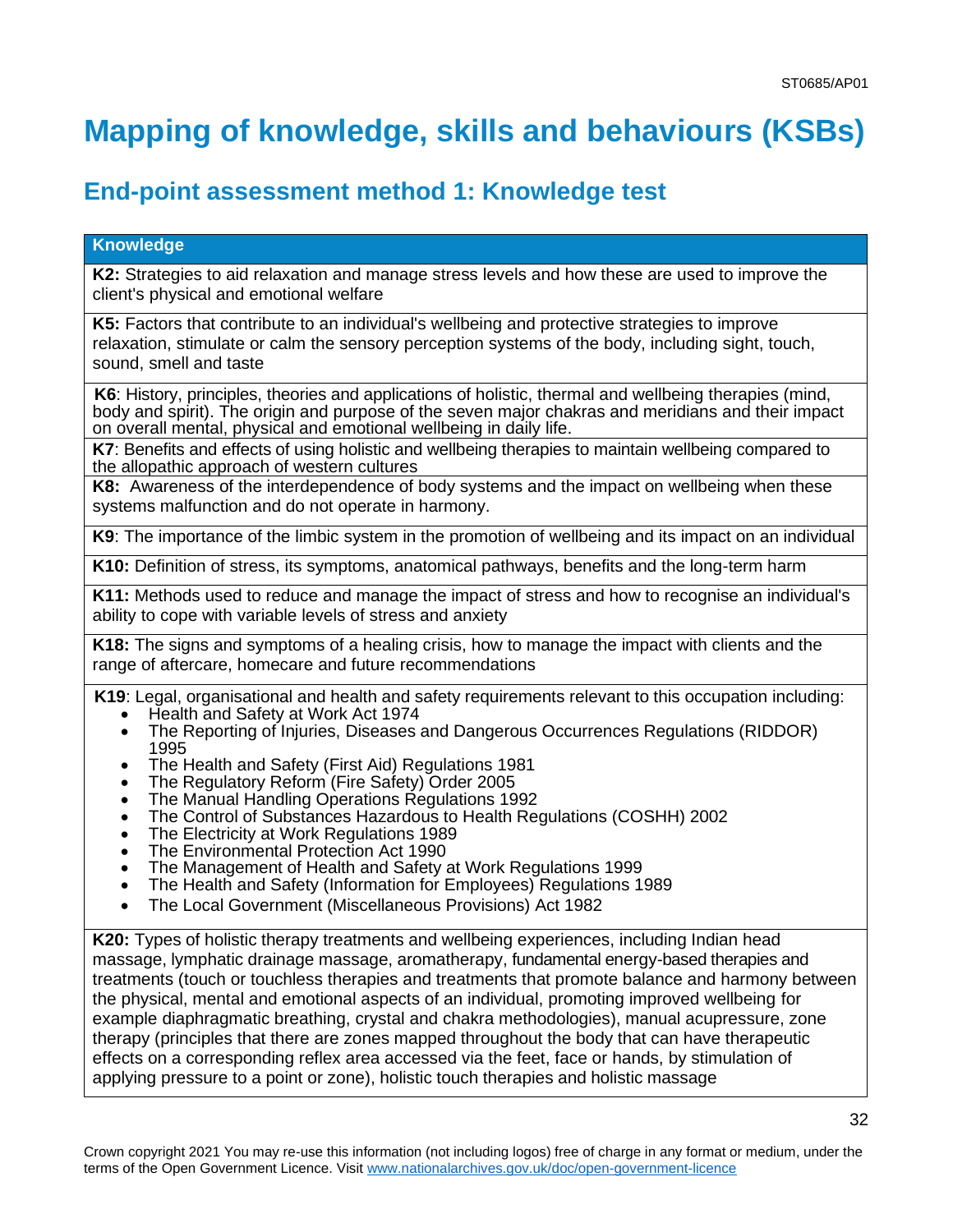# Mapping of knowledge, skills and behaviours (KSBs)

## End-point assessment method 1: Knowledge test

| Knowledge |
| --- |
| **K2:** Strategies to aid relaxation and manage stress levels and how these are used to improve the client's physical and emotional welfare |
| **K5:** Factors that contribute to an individual's wellbeing and protective strategies to improve relaxation, stimulate or calm the sensory perception systems of the body, including sight, touch, sound, smell and taste |
| **K6**: History, principles, theories and applications of holistic, thermal and wellbeing therapies (mind, body and spirit). The origin and purpose of the seven major chakras and meridians and their impact on overall mental, physical and emotional wellbeing in daily life. |
| **K7**: Benefits and effects of using holistic and wellbeing therapies to maintain wellbeing compared to the allopathic approach of western cultures |
| **K8:** Awareness of the interdependence of body systems and the impact on wellbeing when these systems malfunction and do not operate in harmony. |
| **K9**: The importance of the limbic system in the promotion of wellbeing and its impact on an individual |
| **K10:** Definition of stress, its symptoms, anatomical pathways, benefits and the long-term harm |
| **K11:** Methods used to reduce and manage the impact of stress and how to recognise an individual's ability to cope with variable levels of stress and anxiety |
| **K18:** The signs and symptoms of a healing crisis, how to manage the impact with clients and the range of aftercare, homecare and future recommendations |
| **K19**: Legal, organisational and health and safety requirements relevant to this occupation including:<br>• Health and Safety at Work Act 1974<br>• The Reporting of Injuries, Diseases and Dangerous Occurrences Regulations (RIDDOR) 1995<br>• The Health and Safety (First Aid) Regulations 1981<br>• The Regulatory Reform (Fire Safety) Order 2005<br>• The Manual Handling Operations Regulations 1992<br>• The Control of Substances Hazardous to Health Regulations (COSHH) 2002<br>• The Electricity at Work Regulations 1989<br>• The Environmental Protection Act 1990<br>• The Management of Health and Safety at Work Regulations 1999<br>• The Health and Safety (Information for Employees) Regulations 1989<br>• The Local Government (Miscellaneous Provisions) Act 1982 |
| **K20:** Types of holistic therapy treatments and wellbeing experiences, including Indian head massage, lymphatic drainage massage, aromatherapy, fundamental energy-based therapies and treatments (touch or touchless therapies and treatments that promote balance and harmony between the physical, mental and emotional aspects of an individual, promoting improved wellbeing for example diaphragmatic breathing, crystal and chakra methodologies), manual acupressure, zone therapy (principles that there are zones mapped throughout the body that can have therapeutic effects on a corresponding reflex area accessed via the feet, face or hands, by stimulation of applying pressure to a point or zone), holistic touch therapies and holistic massage |

Crown copyright 2021 You may re-use this information (not including logos) free of charge in any format or medium, under the terms of the Open Government Licence. Visit www.nationalarchives.gov.uk/doc/open-government-licence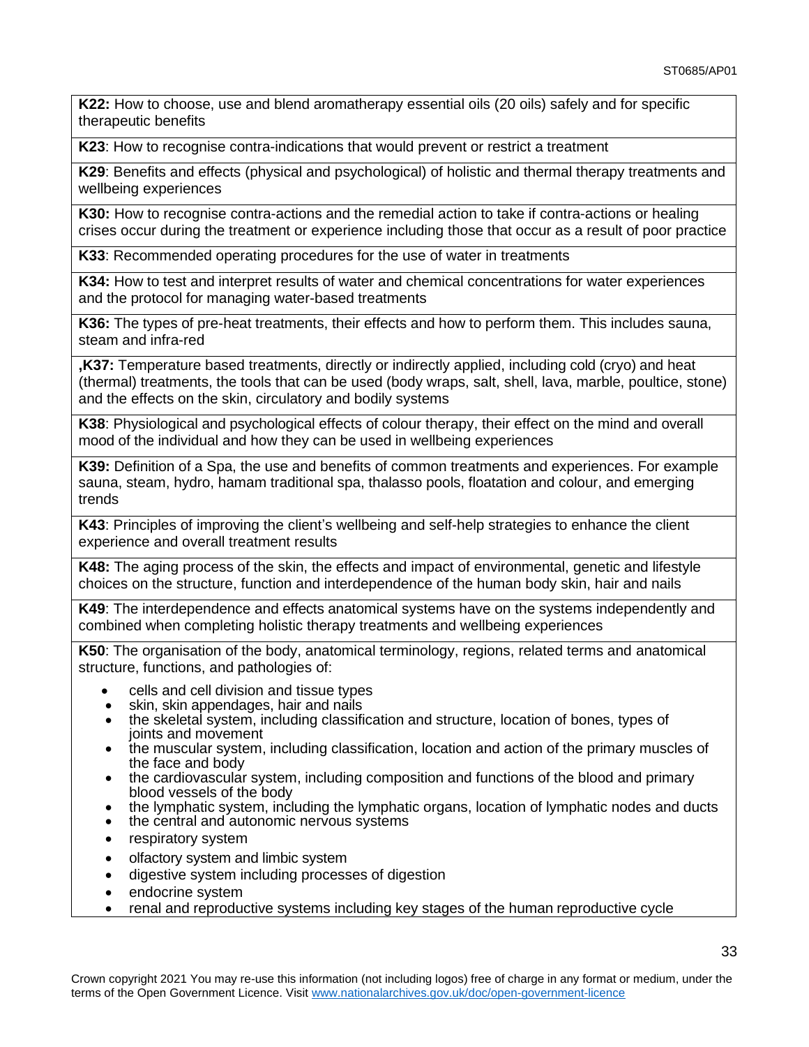| |
|---|
| **K22:** How to choose, use and blend aromatherapy essential oils (20 oils) safely and for specific therapeutic benefits |
| **K23**: How to recognise contra-indications that would prevent or restrict a treatment |
| **K29**: Benefits and effects (physical and psychological) of holistic and thermal therapy treatments and wellbeing experiences |
| **K30:** How to recognise contra-actions and the remedial action to take if contra-actions or healing crises occur during the treatment or experience including those that occur as a result of poor practice |
| **K33**: Recommended operating procedures for the use of water in treatments |
| **K34:** How to test and interpret results of water and chemical concentrations for water experiences and the protocol for managing water-based treatments |
| **K36:** The types of pre-heat treatments, their effects and how to perform them. This includes sauna, steam and infra-red |
| **,K37:** Temperature based treatments, directly or indirectly applied, including cold (cryo) and heat (thermal) treatments, the tools that can be used (body wraps, salt, shell, lava, marble, poultice, stone) and the effects on the skin, circulatory and bodily systems |
| **K38**: Physiological and psychological effects of colour therapy, their effect on the mind and overall mood of the individual and how they can be used in wellbeing experiences |
| **K39:** Definition of a Spa, the use and benefits of common treatments and experiences. For example sauna, steam, hydro, hamam traditional spa, thalasso pools, floatation and colour, and emerging trends |
| **K43**: Principles of improving the client's wellbeing and self-help strategies to enhance the client experience and overall treatment results |
| **K48:** The aging process of the skin, the effects and impact of environmental, genetic and lifestyle choices on the structure, function and interdependence of the human body skin, hair and nails |
| **K49**: The interdependence and effects anatomical systems have on the systems independently and combined when completing holistic therapy treatments and wellbeing experiences |
| **K50**: The organisation of the body, anatomical terminology, regions, related terms and anatomical structure, functions, and pathologies of:<br>• cells and cell division and tissue types<br>• skin, skin appendages, hair and nails<br>• the skeletal system, including classification and structure, location of bones, types of joints and movement<br>• the muscular system, including classification, location and action of the primary muscles of the face and body<br>• the cardiovascular system, including composition and functions of the blood and primary blood vessels of the body<br>• the lymphatic system, including the lymphatic organs, location of lymphatic nodes and ducts<br>• the central and autonomic nervous systems<br>• respiratory system<br>• olfactory system and limbic system<br>• digestive system including processes of digestion<br>• endocrine system<br>• renal and reproductive systems including key stages of the human reproductive cycle |

Crown copyright 2021 You may re-use this information (not including logos) free of charge in any format or medium, under the terms of the Open Government Licence. Visit www.nationalarchives.gov.uk/doc/open-government-licence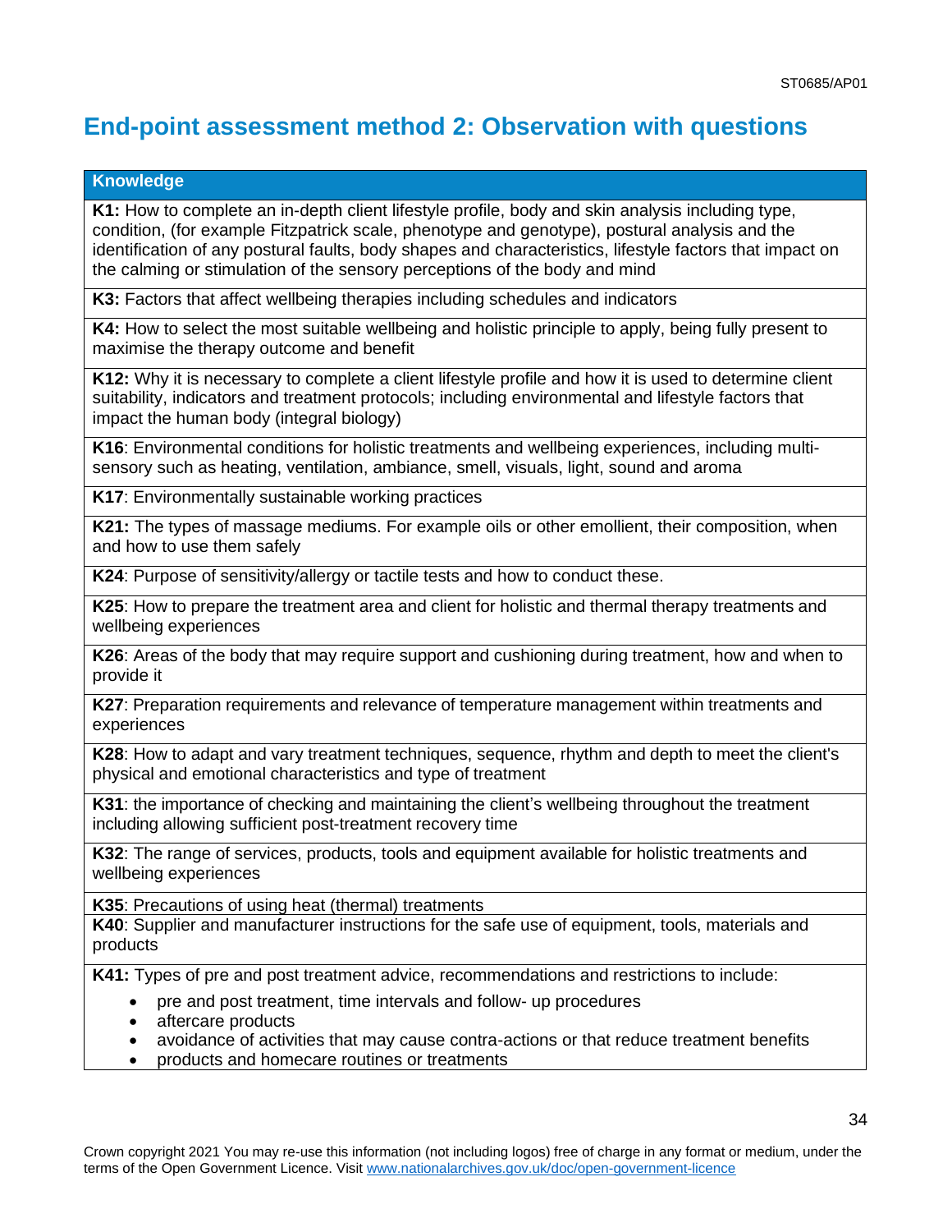## End-point assessment method 2: Observation with questions

| Knowledge |
| --- |
| **K1:** How to complete an in-depth client lifestyle profile, body and skin analysis including type, condition, (for example Fitzpatrick scale, phenotype and genotype), postural analysis and the identification of any postural faults, body shapes and characteristics, lifestyle factors that impact on the calming or stimulation of the sensory perceptions of the body and mind |
| **K3:** Factors that affect wellbeing therapies including schedules and indicators |
| **K4:** How to select the most suitable wellbeing and holistic principle to apply, being fully present to maximise the therapy outcome and benefit |
| **K12:** Why it is necessary to complete a client lifestyle profile and how it is used to determine client suitability, indicators and treatment protocols; including environmental and lifestyle factors that impact the human body (integral biology) |
| **K16**: Environmental conditions for holistic treatments and wellbeing experiences, including multi-sensory such as heating, ventilation, ambiance, smell, visuals, light, sound and aroma |
| **K17**: Environmentally sustainable working practices |
| **K21:** The types of massage mediums. For example oils or other emollient, their composition, when and how to use them safely |
| **K24**: Purpose of sensitivity/allergy or tactile tests and how to conduct these. |
| **K25**: How to prepare the treatment area and client for holistic and thermal therapy treatments and wellbeing experiences |
| **K26**: Areas of the body that may require support and cushioning during treatment, how and when to provide it |
| **K27**: Preparation requirements and relevance of temperature management within treatments and experiences |
| **K28**: How to adapt and vary treatment techniques, sequence, rhythm and depth to meet the client's physical and emotional characteristics and type of treatment |
| **K31**: the importance of checking and maintaining the client's wellbeing throughout the treatment including allowing sufficient post-treatment recovery time |
| **K32**: The range of services, products, tools and equipment available for holistic treatments and wellbeing experiences |
| **K35**: Precautions of using heat (thermal) treatments |
| **K40**: Supplier and manufacturer instructions for the safe use of equipment, tools, materials and products |
| **K41:** Types of pre and post treatment advice, recommendations and restrictions to include: <br>• pre and post treatment, time intervals and follow- up procedures <br>• aftercare products <br>• avoidance of activities that may cause contra-actions or that reduce treatment benefits <br>• products and homecare routines or treatments |

Crown copyright 2021 You may re-use this information (not including logos) free of charge in any format or medium, under the terms of the Open Government Licence. Visit www.nationalarchives.gov.uk/doc/open-government-licence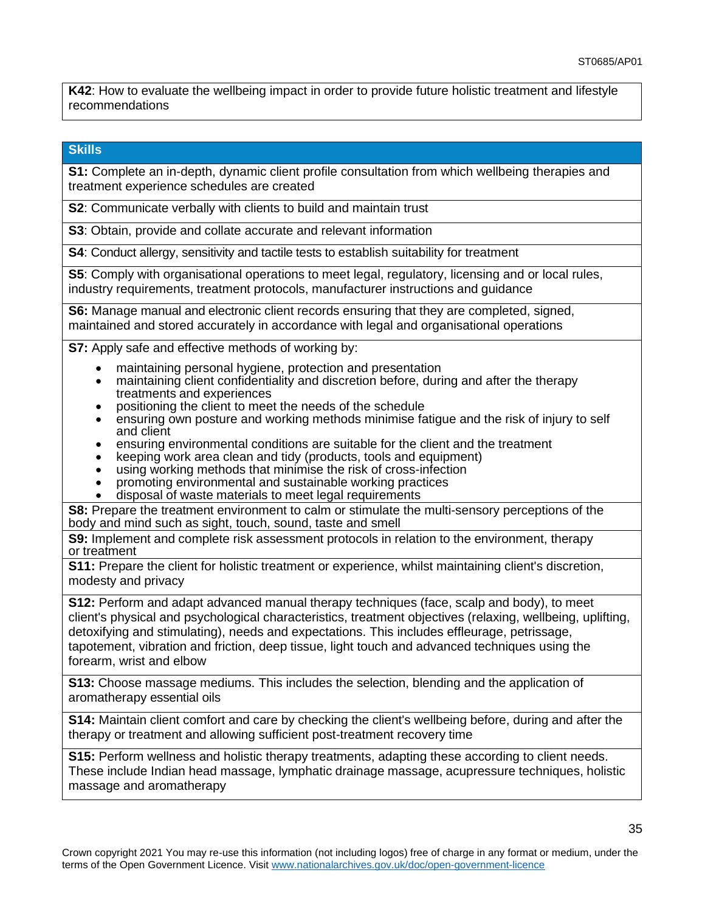| **K42**: How to evaluate the wellbeing impact in order to provide future holistic treatment and lifestyle recommendations |
| --- |

| **Skills** |
| --- |
| **S1:** Complete an in-depth, dynamic client profile consultation from which wellbeing therapies and treatment experience schedules are created |
| **S2**: Communicate verbally with clients to build and maintain trust |
| **S3**: Obtain, provide and collate accurate and relevant information |
| **S4**: Conduct allergy, sensitivity and tactile tests to establish suitability for treatment |
| **S5**: Comply with organisational operations to meet legal, regulatory, licensing and or local rules, industry requirements, treatment protocols, manufacturer instructions and guidance |
| **S6:** Manage manual and electronic client records ensuring that they are completed, signed, maintained and stored accurately in accordance with legal and organisational operations |
| **S7:** Apply safe and effective methods of working by:<br>• maintaining personal hygiene, protection and presentation<br>• maintaining client confidentiality and discretion before, during and after the therapy treatments and experiences<br>• positioning the client to meet the needs of the schedule<br>• ensuring own posture and working methods minimise fatigue and the risk of injury to self and client<br>• ensuring environmental conditions are suitable for the client and the treatment<br>• keeping work area clean and tidy (products, tools and equipment)<br>• using working methods that minimise the risk of cross-infection<br>• promoting environmental and sustainable working practices<br>• disposal of waste materials to meet legal requirements |
| **S8:** Prepare the treatment environment to calm or stimulate the multi-sensory perceptions of the body and mind such as sight, touch, sound, taste and smell |
| **S9:** Implement and complete risk assessment protocols in relation to the environment, therapy or treatment |
| **S11:** Prepare the client for holistic treatment or experience, whilst maintaining client's discretion, modesty and privacy |
| **S12:** Perform and adapt advanced manual therapy techniques (face, scalp and body), to meet client's physical and psychological characteristics, treatment objectives (relaxing, wellbeing, uplifting, detoxifying and stimulating), needs and expectations. This includes effleurage, petrissage, tapotement, vibration and friction, deep tissue, light touch and advanced techniques using the forearm, wrist and elbow |
| **S13:** Choose massage mediums. This includes the selection, blending and the application of aromatherapy essential oils |
| **S14:** Maintain client comfort and care by checking the client's wellbeing before, during and after the therapy or treatment and allowing sufficient post-treatment recovery time |
| **S15:** Perform wellness and holistic therapy treatments, adapting these according to client needs. These include Indian head massage, lymphatic drainage massage, acupressure techniques, holistic massage and aromatherapy |

Crown copyright 2021 You may re-use this information (not including logos) free of charge in any format or medium, under the terms of the Open Government Licence. Visit www.nationalarchives.gov.uk/doc/open-government-licence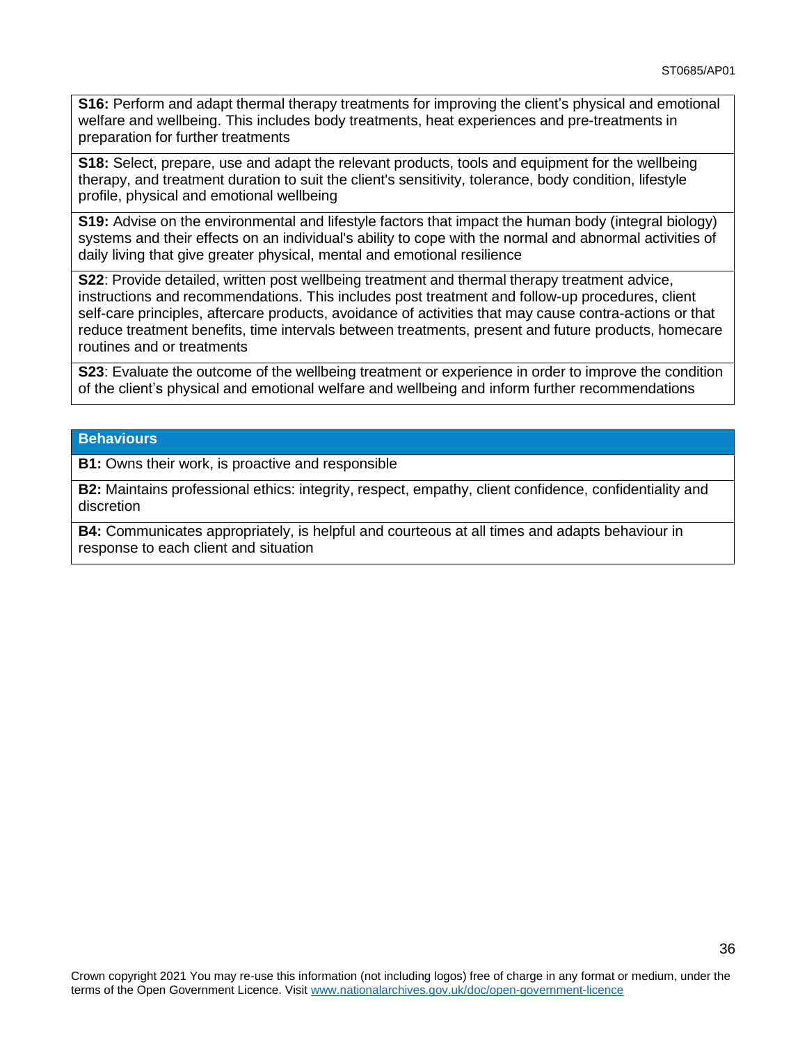| |
|---|
| **S16:** Perform and adapt thermal therapy treatments for improving the client's physical and emotional welfare and wellbeing. This includes body treatments, heat experiences and pre-treatments in preparation for further treatments |
| **S18:** Select, prepare, use and adapt the relevant products, tools and equipment for the wellbeing therapy, and treatment duration to suit the client's sensitivity, tolerance, body condition, lifestyle profile, physical and emotional wellbeing |
| **S19:** Advise on the environmental and lifestyle factors that impact the human body (integral biology) systems and their effects on an individual's ability to cope with the normal and abnormal activities of daily living that give greater physical, mental and emotional resilience |
| **S22**: Provide detailed, written post wellbeing treatment and thermal therapy treatment advice, instructions and recommendations. This includes post treatment and follow-up procedures, client self-care principles, aftercare products, avoidance of activities that may cause contra-actions or that reduce treatment benefits, time intervals between treatments, present and future products, homecare routines and or treatments |
| **S23**: Evaluate the outcome of the wellbeing treatment or experience in order to improve the condition of the client's physical and emotional welfare and wellbeing and inform further recommendations |

| **Behaviours** |
|---|
| **B1:** Owns their work, is proactive and responsible |
| **B2:** Maintains professional ethics: integrity, respect, empathy, client confidence, confidentiality and discretion |
| **B4:** Communicates appropriately, is helpful and courteous at all times and adapts behaviour in response to each client and situation |

Crown copyright 2021 You may re-use this information (not including logos) free of charge in any format or medium, under the terms of the Open Government Licence. Visit www.nationalarchives.gov.uk/doc/open-government-licence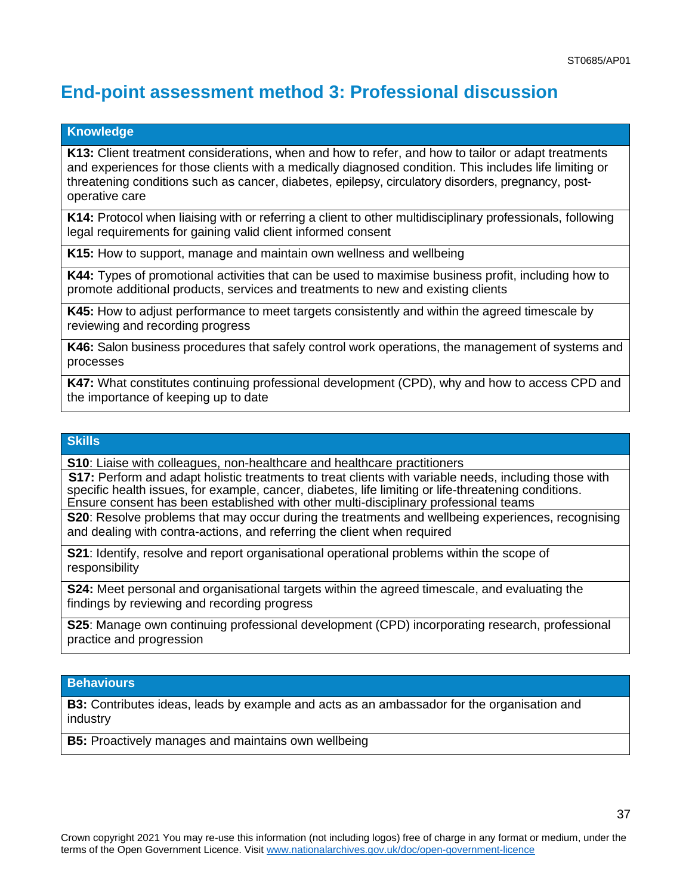## End-point assessment method 3: Professional discussion

| Knowledge |
|---|
| **K13:** Client treatment considerations, when and how to refer, and how to tailor or adapt treatments and experiences for those clients with a medically diagnosed condition. This includes life limiting or threatening conditions such as cancer, diabetes, epilepsy, circulatory disorders, pregnancy, post-operative care |
| **K14:** Protocol when liaising with or referring a client to other multidisciplinary professionals, following legal requirements for gaining valid client informed consent |
| **K15:** How to support, manage and maintain own wellness and wellbeing |
| **K44:** Types of promotional activities that can be used to maximise business profit, including how to promote additional products, services and treatments to new and existing clients |
| **K45:** How to adjust performance to meet targets consistently and within the agreed timescale by reviewing and recording progress |
| **K46:** Salon business procedures that safely control work operations, the management of systems and processes |
| **K47:** What constitutes continuing professional development (CPD), why and how to access CPD and the importance of keeping up to date |

| Skills |
|---|
| **S10**: Liaise with colleagues, non-healthcare and healthcare practitioners |
| **S17:** Perform and adapt holistic treatments to treat clients with variable needs, including those with specific health issues, for example, cancer, diabetes, life limiting or life-threatening conditions. Ensure consent has been established with other multi-disciplinary professional teams |
| **S20**: Resolve problems that may occur during the treatments and wellbeing experiences, recognising and dealing with contra-actions, and referring the client when required |
| **S21**: Identify, resolve and report organisational operational problems within the scope of responsibility |
| **S24:** Meet personal and organisational targets within the agreed timescale, and evaluating the findings by reviewing and recording progress |
| **S25**: Manage own continuing professional development (CPD) incorporating research, professional practice and progression |

| Behaviours |
|---|
| **B3:** Contributes ideas, leads by example and acts as an ambassador for the organisation and industry |
| **B5:** Proactively manages and maintains own wellbeing |

Crown copyright 2021 You may re-use this information (not including logos) free of charge in any format or medium, under the terms of the Open Government Licence. Visit www.nationalarchives.gov.uk/doc/open-government-licence